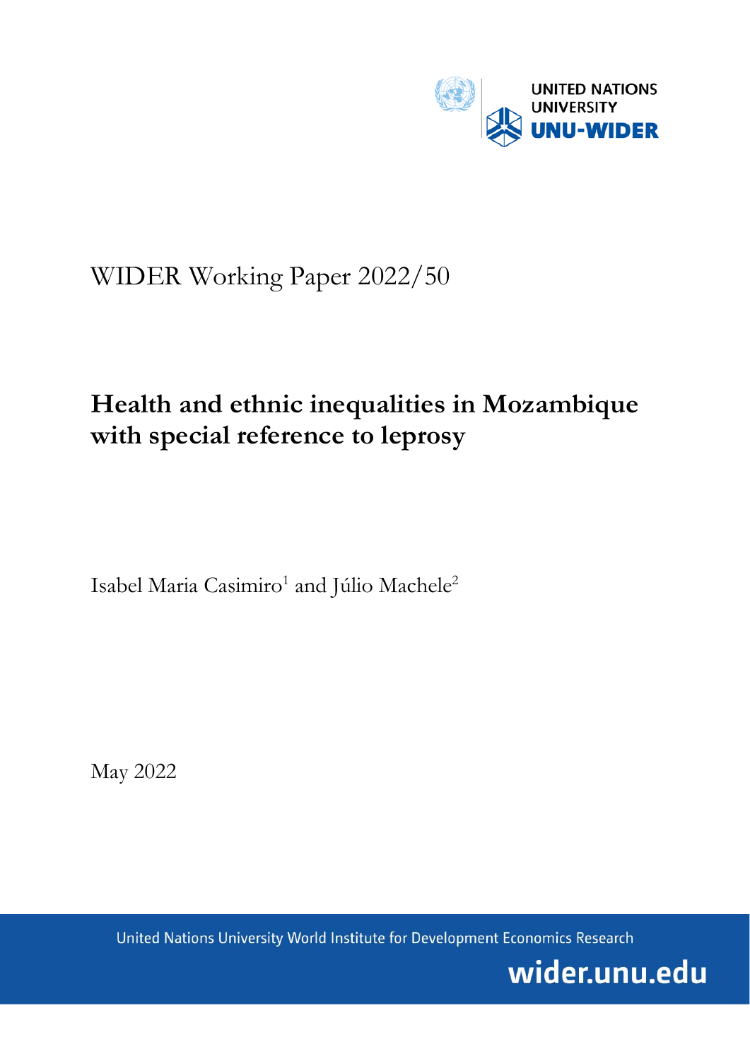UNITED NATIONS UNIVERSITY
UNU-WIDER

WIDER Working Paper 2022/50

# Health and ethnic inequalities in Mozambique with special reference to leprosy

Isabel Maria Casimiro[1] and Júlio Machele[2]

May 2022

United Nations University World Institute for Development Economics Research

wider.unu.edu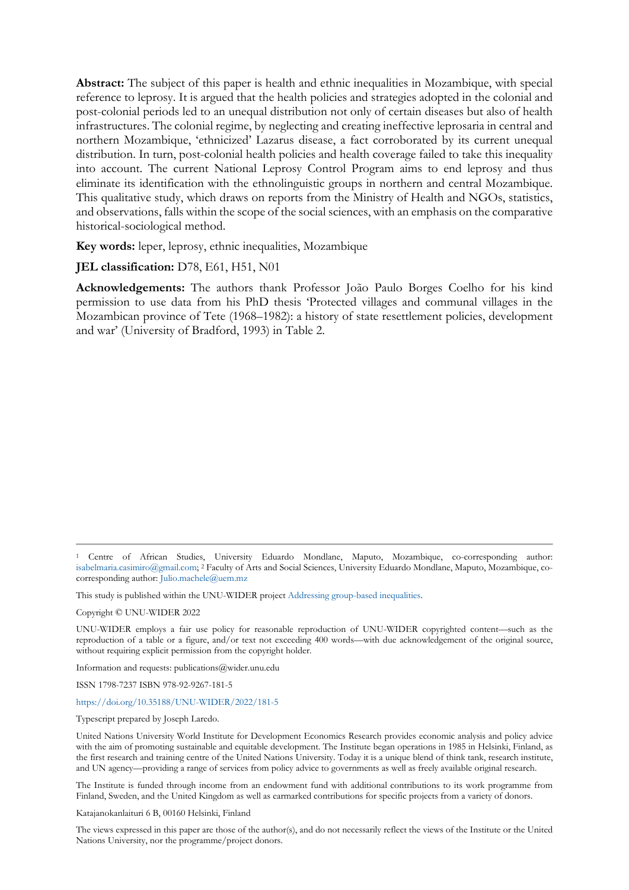**Abstract:** The subject of this paper is health and ethnic inequalities in Mozambique, with special reference to leprosy. It is argued that the health policies and strategies adopted in the colonial and post-colonial periods led to an unequal distribution not only of certain diseases but also of health infrastructures. The colonial regime, by neglecting and creating ineffective leprosaria in central and northern Mozambique, 'ethnicized' Lazarus disease, a fact corroborated by its current unequal distribution. In turn, post-colonial health policies and health coverage failed to take this inequality into account. The current National Leprosy Control Program aims to end leprosy and thus eliminate its identification with the ethnolinguistic groups in northern and central Mozambique. This qualitative study, which draws on reports from the Ministry of Health and NGOs, statistics, and observations, falls within the scope of the social sciences, with an emphasis on the comparative historical-sociological method.

**Key words:** leper, leprosy, ethnic inequalities, Mozambique

**JEL classification:** D78, E61, H51, N01

**Acknowledgements:** The authors thank Professor João Paulo Borges Coelho for his kind permission to use data from his PhD thesis 'Protected villages and communal villages in the Mozambican province of Tete (1968–1982): a history of state resettlement policies, development and war' (University of Bradford, 1993) in Table 2.

---

[1] Centre of African Studies, University Eduardo Mondlane, Maputo, Mozambique, co-corresponding author: isabelmaria.casimiro@gmail.com; [2] Faculty of Arts and Social Sciences, University Eduardo Mondlane, Maputo, Mozambique, co-corresponding author: Julio.machele@uem.mz

This study is published within the UNU-WIDER project Addressing group-based inequalities.

Copyright © UNU-WIDER 2022

UNU-WIDER employs a fair use policy for reasonable reproduction of UNU-WIDER copyrighted content—such as the reproduction of a table or a figure, and/or text not exceeding 400 words—with due acknowledgement of the original source, without requiring explicit permission from the copyright holder.

Information and requests: publications@wider.unu.edu

ISSN 1798-7237 ISBN 978-92-9267-181-5

https://doi.org/10.35188/UNU-WIDER/2022/181-5

Typescript prepared by Joseph Laredo.

United Nations University World Institute for Development Economics Research provides economic analysis and policy advice with the aim of promoting sustainable and equitable development. The Institute began operations in 1985 in Helsinki, Finland, as the first research and training centre of the United Nations University. Today it is a unique blend of think tank, research institute, and UN agency—providing a range of services from policy advice to governments as well as freely available original research.

The Institute is funded through income from an endowment fund with additional contributions to its work programme from Finland, Sweden, and the United Kingdom as well as earmarked contributions for specific projects from a variety of donors.

Katajanokanlaituri 6 B, 00160 Helsinki, Finland

The views expressed in this paper are those of the author(s), and do not necessarily reflect the views of the Institute or the United Nations University, nor the programme/project donors.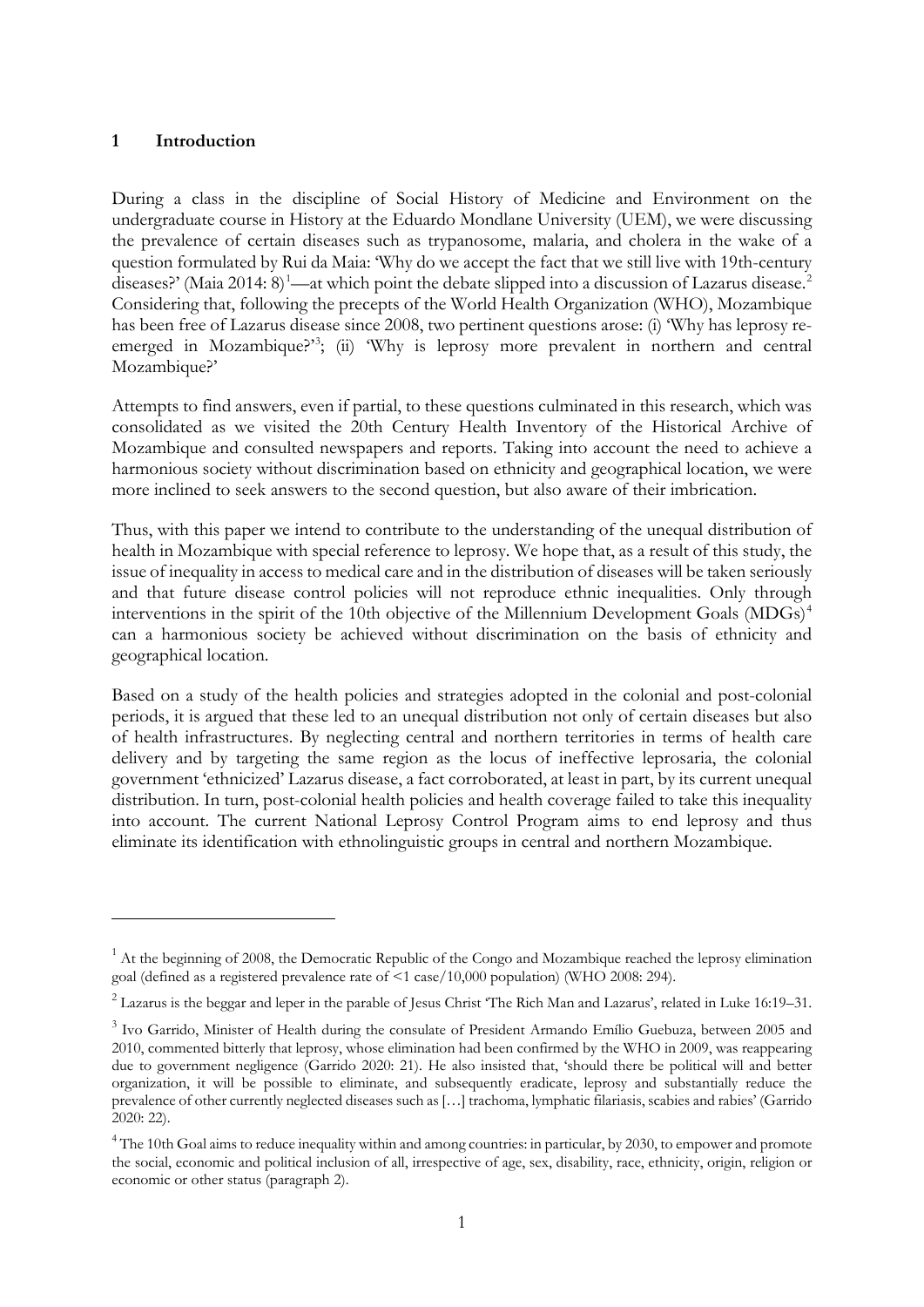## 1 Introduction

During a class in the discipline of Social History of Medicine and Environment on the undergraduate course in History at the Eduardo Mondlane University (UEM), we were discussing the prevalence of certain diseases such as trypanosome, malaria, and cholera in the wake of a question formulated by Rui da Maia: 'Why do we accept the fact that we still live with 19th-century diseases?' (Maia 2014: 8)[1]—at which point the debate slipped into a discussion of Lazarus disease.[2] Considering that, following the precepts of the World Health Organization (WHO), Mozambique has been free of Lazarus disease since 2008, two pertinent questions arose: (i) 'Why has leprosy re-emerged in Mozambique?'[3]; (ii) 'Why is leprosy more prevalent in northern and central Mozambique?'

Attempts to find answers, even if partial, to these questions culminated in this research, which was consolidated as we visited the 20th Century Health Inventory of the Historical Archive of Mozambique and consulted newspapers and reports. Taking into account the need to achieve a harmonious society without discrimination based on ethnicity and geographical location, we were more inclined to seek answers to the second question, but also aware of their imbrication.

Thus, with this paper we intend to contribute to the understanding of the unequal distribution of health in Mozambique with special reference to leprosy. We hope that, as a result of this study, the issue of inequality in access to medical care and in the distribution of diseases will be taken seriously and that future disease control policies will not reproduce ethnic inequalities. Only through interventions in the spirit of the 10th objective of the Millennium Development Goals (MDGs)[4] can a harmonious society be achieved without discrimination on the basis of ethnicity and geographical location.

Based on a study of the health policies and strategies adopted in the colonial and post-colonial periods, it is argued that these led to an unequal distribution not only of certain diseases but also of health infrastructures. By neglecting central and northern territories in terms of health care delivery and by targeting the same region as the locus of ineffective leprosaria, the colonial government 'ethnicized' Lazarus disease, a fact corroborated, at least in part, by its current unequal distribution. In turn, post-colonial health policies and health coverage failed to take this inequality into account. The current National Leprosy Control Program aims to end leprosy and thus eliminate its identification with ethnolinguistic groups in central and northern Mozambique.

---

[1] At the beginning of 2008, the Democratic Republic of the Congo and Mozambique reached the leprosy elimination goal (defined as a registered prevalence rate of <1 case/10,000 population) (WHO 2008: 294).

[2] Lazarus is the beggar and leper in the parable of Jesus Christ 'The Rich Man and Lazarus', related in Luke 16:19–31.

[3] Ivo Garrido, Minister of Health during the consulate of President Armando Emílio Guebuza, between 2005 and 2010, commented bitterly that leprosy, whose elimination had been confirmed by the WHO in 2009, was reappearing due to government negligence (Garrido 2020: 21). He also insisted that, 'should there be political will and better organization, it will be possible to eliminate, and subsequently eradicate, leprosy and substantially reduce the prevalence of other currently neglected diseases such as […] trachoma, lymphatic filariasis, scabies and rabies' (Garrido 2020: 22).

[4] The 10th Goal aims to reduce inequality within and among countries: in particular, by 2030, to empower and promote the social, economic and political inclusion of all, irrespective of age, sex, disability, race, ethnicity, origin, religion or economic or other status (paragraph 2).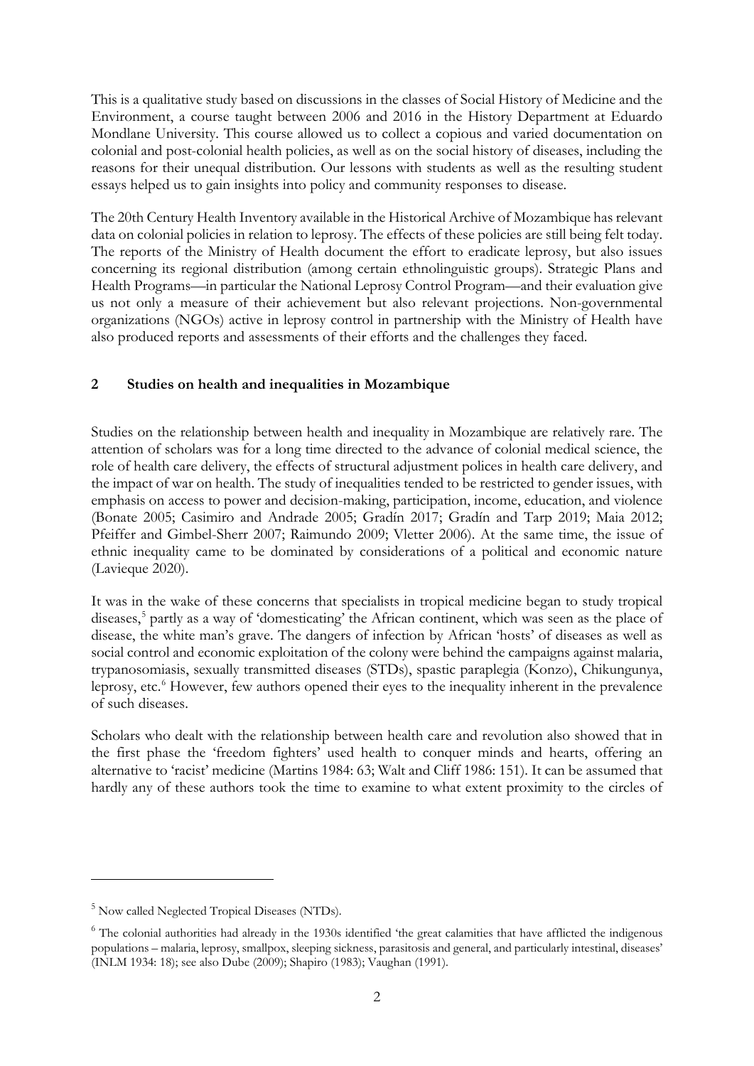This is a qualitative study based on discussions in the classes of Social History of Medicine and the Environment, a course taught between 2006 and 2016 in the History Department at Eduardo Mondlane University. This course allowed us to collect a copious and varied documentation on colonial and post-colonial health policies, as well as on the social history of diseases, including the reasons for their unequal distribution. Our lessons with students as well as the resulting student essays helped us to gain insights into policy and community responses to disease.

The 20th Century Health Inventory available in the Historical Archive of Mozambique has relevant data on colonial policies in relation to leprosy. The effects of these policies are still being felt today. The reports of the Ministry of Health document the effort to eradicate leprosy, but also issues concerning its regional distribution (among certain ethnolinguistic groups). Strategic Plans and Health Programs—in particular the National Leprosy Control Program—and their evaluation give us not only a measure of their achievement but also relevant projections. Non-governmental organizations (NGOs) active in leprosy control in partnership with the Ministry of Health have also produced reports and assessments of their efforts and the challenges they faced.

## 2 Studies on health and inequalities in Mozambique

Studies on the relationship between health and inequality in Mozambique are relatively rare. The attention of scholars was for a long time directed to the advance of colonial medical science, the role of health care delivery, the effects of structural adjustment polices in health care delivery, and the impact of war on health. The study of inequalities tended to be restricted to gender issues, with emphasis on access to power and decision-making, participation, income, education, and violence (Bonate 2005; Casimiro and Andrade 2005; Gradín 2017; Gradín and Tarp 2019; Maia 2012; Pfeiffer and Gimbel-Sherr 2007; Raimundo 2009; Vletter 2006). At the same time, the issue of ethnic inequality came to be dominated by considerations of a political and economic nature (Lavieque 2020).

It was in the wake of these concerns that specialists in tropical medicine began to study tropical diseases,[5] partly as a way of 'domesticating' the African continent, which was seen as the place of disease, the white man's grave. The dangers of infection by African 'hosts' of diseases as well as social control and economic exploitation of the colony were behind the campaigns against malaria, trypanosomiasis, sexually transmitted diseases (STDs), spastic paraplegia (Konzo), Chikungunya, leprosy, etc.[6] However, few authors opened their eyes to the inequality inherent in the prevalence of such diseases.

Scholars who dealt with the relationship between health care and revolution also showed that in the first phase the 'freedom fighters' used health to conquer minds and hearts, offering an alternative to 'racist' medicine (Martins 1984: 63; Walt and Cliff 1986: 151). It can be assumed that hardly any of these authors took the time to examine to what extent proximity to the circles of

[5] Now called Neglected Tropical Diseases (NTDs).

[6] The colonial authorities had already in the 1930s identified 'the great calamities that have afflicted the indigenous populations – malaria, leprosy, smallpox, sleeping sickness, parasitosis and general, and particularly intestinal, diseases' (INLM 1934: 18); see also Dube (2009); Shapiro (1983); Vaughan (1991).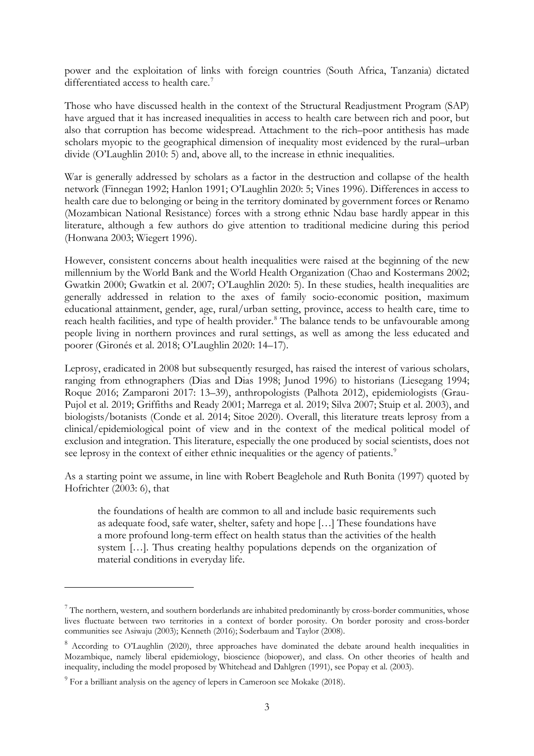power and the exploitation of links with foreign countries (South Africa, Tanzania) dictated differentiated access to health care.[7]

Those who have discussed health in the context of the Structural Readjustment Program (SAP) have argued that it has increased inequalities in access to health care between rich and poor, but also that corruption has become widespread. Attachment to the rich–poor antithesis has made scholars myopic to the geographical dimension of inequality most evidenced by the rural–urban divide (O'Laughlin 2010: 5) and, above all, to the increase in ethnic inequalities.

War is generally addressed by scholars as a factor in the destruction and collapse of the health network (Finnegan 1992; Hanlon 1991; O'Laughlin 2020: 5; Vines 1996). Differences in access to health care due to belonging or being in the territory dominated by government forces or Renamo (Mozambican National Resistance) forces with a strong ethnic Ndau base hardly appear in this literature, although a few authors do give attention to traditional medicine during this period (Honwana 2003; Wiegert 1996).

However, consistent concerns about health inequalities were raised at the beginning of the new millennium by the World Bank and the World Health Organization (Chao and Kostermans 2002; Gwatkin 2000; Gwatkin et al. 2007; O'Laughlin 2020: 5). In these studies, health inequalities are generally addressed in relation to the axes of family socio-economic position, maximum educational attainment, gender, age, rural/urban setting, province, access to health care, time to reach health facilities, and type of health provider.[8] The balance tends to be unfavourable among people living in northern provinces and rural settings, as well as among the less educated and poorer (Gironés et al. 2018; O'Laughlin 2020: 14–17).

Leprosy, eradicated in 2008 but subsequently resurged, has raised the interest of various scholars, ranging from ethnographers (Dias and Dias 1998; Junod 1996) to historians (Liesegang 1994; Roque 2016; Zamparoni 2017: 13–39), anthropologists (Palhota 2012), epidemiologists (Grau-Pujol et al. 2019; Griffiths and Ready 2001; Marrega et al. 2019; Silva 2007; Stuip et al. 2003), and biologists/botanists (Conde et al. 2014; Sitoe 2020). Overall, this literature treats leprosy from a clinical/epidemiological point of view and in the context of the medical political model of exclusion and integration. This literature, especially the one produced by social scientists, does not see leprosy in the context of either ethnic inequalities or the agency of patients.[9]

As a starting point we assume, in line with Robert Beaglehole and Ruth Bonita (1997) quoted by Hofrichter (2003: 6), that

> the foundations of health are common to all and include basic requirements such as adequate food, safe water, shelter, safety and hope […] These foundations have a more profound long-term effect on health status than the activities of the health system […]. Thus creating healthy populations depends on the organization of material conditions in everyday life.

---

[7] The northern, western, and southern borderlands are inhabited predominantly by cross-border communities, whose lives fluctuate between two territories in a context of border porosity. On border porosity and cross-border communities see Asiwaju (2003); Kenneth (2016); Soderbaum and Taylor (2008).

[8] According to O'Laughlin (2020), three approaches have dominated the debate around health inequalities in Mozambique, namely liberal epidemiology, bioscience (biopower), and class. On other theories of health and inequality, including the model proposed by Whitehead and Dahlgren (1991), see Popay et al. (2003).

[9] For a brilliant analysis on the agency of lepers in Cameroon see Mokake (2018).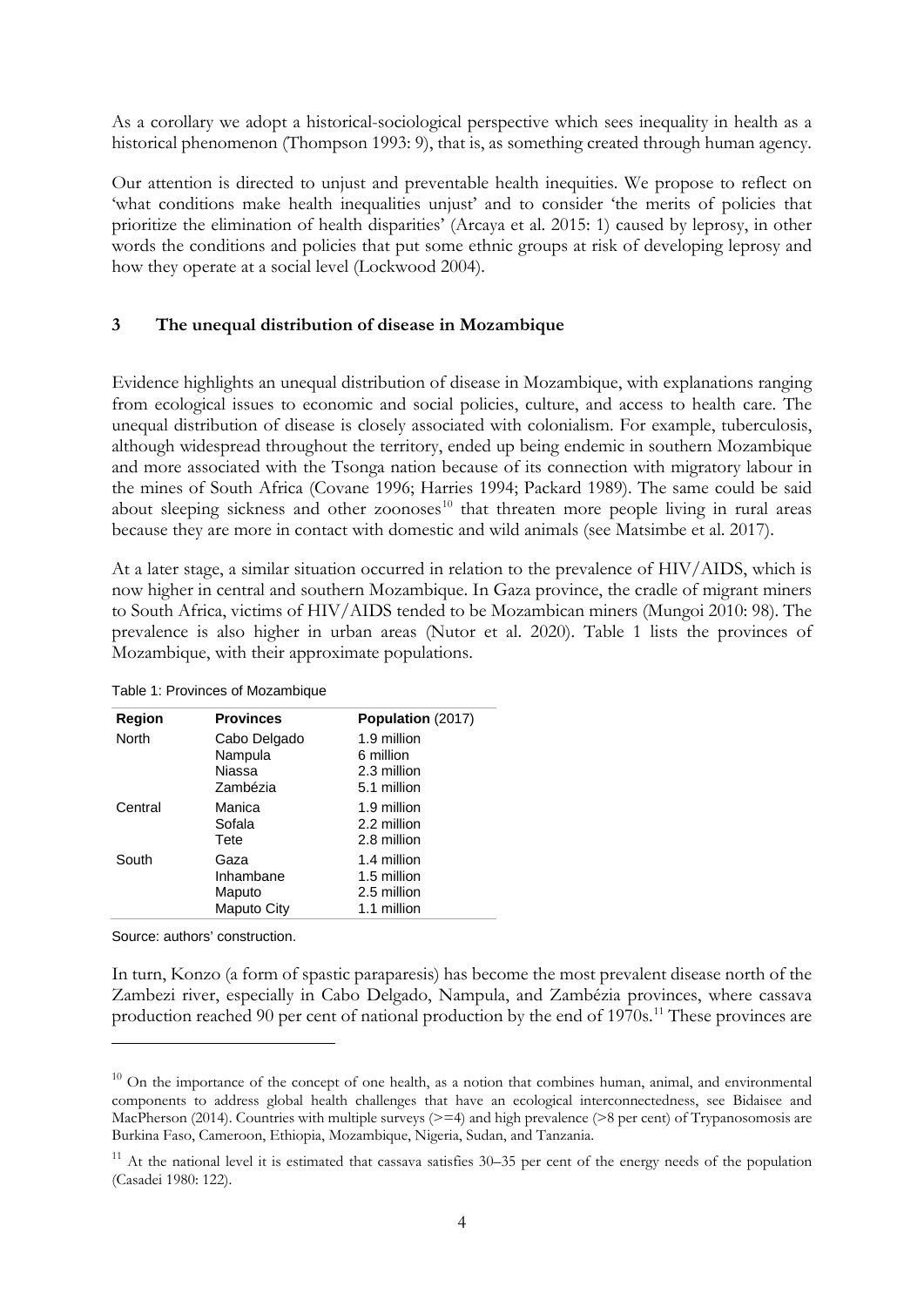As a corollary we adopt a historical-sociological perspective which sees inequality in health as a historical phenomenon (Thompson 1993: 9), that is, as something created through human agency.

Our attention is directed to unjust and preventable health inequities. We propose to reflect on 'what conditions make health inequalities unjust' and to consider 'the merits of policies that prioritize the elimination of health disparities' (Arcaya et al. 2015: 1) caused by leprosy, in other words the conditions and policies that put some ethnic groups at risk of developing leprosy and how they operate at a social level (Lockwood 2004).

## 3 The unequal distribution of disease in Mozambique

Evidence highlights an unequal distribution of disease in Mozambique, with explanations ranging from ecological issues to economic and social policies, culture, and access to health care. The unequal distribution of disease is closely associated with colonialism. For example, tuberculosis, although widespread throughout the territory, ended up being endemic in southern Mozambique and more associated with the Tsonga nation because of its connection with migratory labour in the mines of South Africa (Covane 1996; Harries 1994; Packard 1989). The same could be said about sleeping sickness and other zoonoses[10] that threaten more people living in rural areas because they are more in contact with domestic and wild animals (see Matsimbe et al. 2017).

At a later stage, a similar situation occurred in relation to the prevalence of HIV/AIDS, which is now higher in central and southern Mozambique. In Gaza province, the cradle of migrant miners to South Africa, victims of HIV/AIDS tended to be Mozambican miners (Mungoi 2010: 98). The prevalence is also higher in urban areas (Nutor et al. 2020). Table 1 lists the provinces of Mozambique, with their approximate populations.

Table 1: Provinces of Mozambique

| Region | Provinces | Population (2017) |
|---|---|---|
| North | Cabo Delgado | 1.9 million |
| | Nampula | 6 million |
| | Niassa | 2.3 million |
| | Zambézia | 5.1 million |
| Central | Manica | 1.9 million |
| | Sofala | 2.2 million |
| | Tete | 2.8 million |
| South | Gaza | 1.4 million |
| | Inhambane | 1.5 million |
| | Maputo | 2.5 million |
| | Maputo City | 1.1 million |

Source: authors' construction.

In turn, Konzo (a form of spastic paraparesis) has become the most prevalent disease north of the Zambezi river, especially in Cabo Delgado, Nampula, and Zambézia provinces, where cassava production reached 90 per cent of national production by the end of 1970s.[11] These provinces are

[10] On the importance of the concept of one health, as a notion that combines human, animal, and environmental components to address global health challenges that have an ecological interconnectedness, see Bidaisee and MacPherson (2014). Countries with multiple surveys (>=4) and high prevalence (>8 per cent) of Trypanosomosis are Burkina Faso, Cameroon, Ethiopia, Mozambique, Nigeria, Sudan, and Tanzania.

[11] At the national level it is estimated that cassava satisfies 30–35 per cent of the energy needs of the population (Casadei 1980: 122).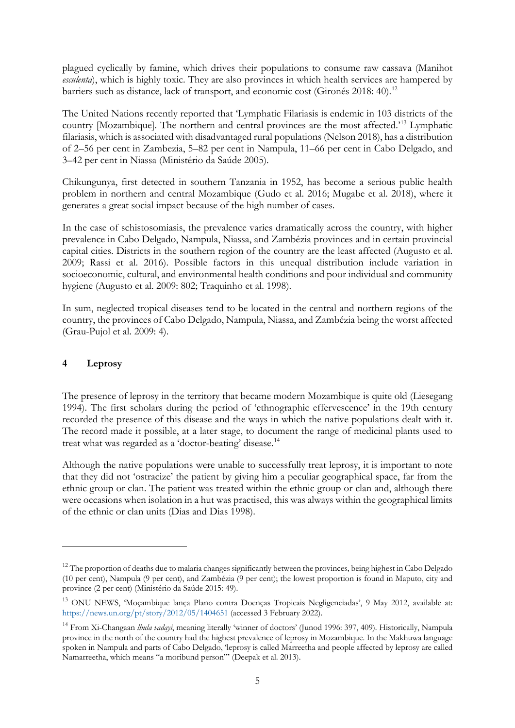plagued cyclically by famine, which drives their populations to consume raw cassava (Manihot *esculenta*), which is highly toxic. They are also provinces in which health services are hampered by barriers such as distance, lack of transport, and economic cost (Gironés 2018: 40).[12]

The United Nations recently reported that 'Lymphatic Filariasis is endemic in 103 districts of the country [Mozambique]. The northern and central provinces are the most affected.'[13] Lymphatic filariasis, which is associated with disadvantaged rural populations (Nelson 2018), has a distribution of 2–56 per cent in Zambezia, 5–82 per cent in Nampula, 11–66 per cent in Cabo Delgado, and 3–42 per cent in Niassa (Ministério da Saúde 2005).

Chikungunya, first detected in southern Tanzania in 1952, has become a serious public health problem in northern and central Mozambique (Gudo et al. 2016; Mugabe et al. 2018), where it generates a great social impact because of the high number of cases.

In the case of schistosomiasis, the prevalence varies dramatically across the country, with higher prevalence in Cabo Delgado, Nampula, Niassa, and Zambézia provinces and in certain provincial capital cities. Districts in the southern region of the country are the least affected (Augusto et al. 2009; Rassi et al. 2016). Possible factors in this unequal distribution include variation in socioeconomic, cultural, and environmental health conditions and poor individual and community hygiene (Augusto et al. 2009: 802; Traquinho et al. 1998).

In sum, neglected tropical diseases tend to be located in the central and northern regions of the country, the provinces of Cabo Delgado, Nampula, Niassa, and Zambézia being the worst affected (Grau-Pujol et al. 2009: 4).

## 4 Leprosy

The presence of leprosy in the territory that became modern Mozambique is quite old (Liesegang 1994). The first scholars during the period of 'ethnographic effervescence' in the 19th century recorded the presence of this disease and the ways in which the native populations dealt with it. The record made it possible, at a later stage, to document the range of medicinal plants used to treat what was regarded as a 'doctor-beating' disease.[14]

Although the native populations were unable to successfully treat leprosy, it is important to note that they did not 'ostracize' the patient by giving him a peculiar geographical space, far from the ethnic group or clan. The patient was treated within the ethnic group or clan and, although there were occasions when isolation in a hut was practised, this was always within the geographical limits of the ethnic or clan units (Dias and Dias 1998).

---

[12] The proportion of deaths due to malaria changes significantly between the provinces, being highest in Cabo Delgado (10 per cent), Nampula (9 per cent), and Zambézia (9 per cent); the lowest proportion is found in Maputo, city and province (2 per cent) (Ministério da Saúde 2015: 49).

[13] ONU NEWS, 'Moçambique lança Plano contra Doenças Tropicais Negligenciadas', 9 May 2012, available at: https://news.un.org/pt/story/2012/05/1404651 (accessed 3 February 2022).

[14] From Xi-Changaan *lhula vadayi*, meaning literally 'winner of doctors' (Junod 1996: 397, 409). Historically, Nampula province in the north of the country had the highest prevalence of leprosy in Mozambique. In the Makhuwa language spoken in Nampula and parts of Cabo Delgado, 'leprosy is called Marreetha and people affected by leprosy are called Namarreetha, which means "a moribund person"' (Deepak et al. 2013).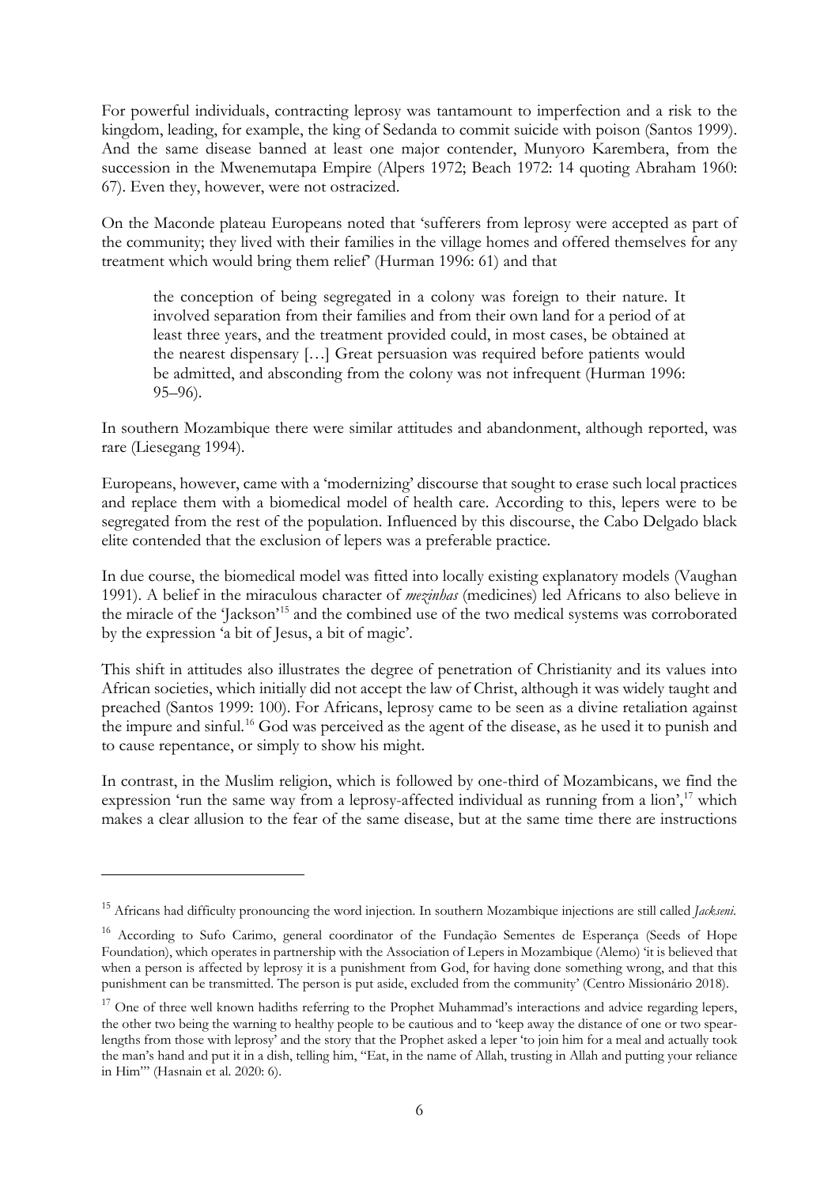For powerful individuals, contracting leprosy was tantamount to imperfection and a risk to the kingdom, leading, for example, the king of Sedanda to commit suicide with poison (Santos 1999). And the same disease banned at least one major contender, Munyoro Karembera, from the succession in the Mwenemutapa Empire (Alpers 1972; Beach 1972: 14 quoting Abraham 1960: 67). Even they, however, were not ostracized.

On the Maconde plateau Europeans noted that 'sufferers from leprosy were accepted as part of the community; they lived with their families in the village homes and offered themselves for any treatment which would bring them relief' (Hurman 1996: 61) and that

> the conception of being segregated in a colony was foreign to their nature. It involved separation from their families and from their own land for a period of at least three years, and the treatment provided could, in most cases, be obtained at the nearest dispensary […] Great persuasion was required before patients would be admitted, and absconding from the colony was not infrequent (Hurman 1996: 95–96).

In southern Mozambique there were similar attitudes and abandonment, although reported, was rare (Liesegang 1994).

Europeans, however, came with a 'modernizing' discourse that sought to erase such local practices and replace them with a biomedical model of health care. According to this, lepers were to be segregated from the rest of the population. Influenced by this discourse, the Cabo Delgado black elite contended that the exclusion of lepers was a preferable practice.

In due course, the biomedical model was fitted into locally existing explanatory models (Vaughan 1991). A belief in the miraculous character of *mezinhas* (medicines) led Africans to also believe in the miracle of the 'Jackson'[15] and the combined use of the two medical systems was corroborated by the expression 'a bit of Jesus, a bit of magic'.

This shift in attitudes also illustrates the degree of penetration of Christianity and its values into African societies, which initially did not accept the law of Christ, although it was widely taught and preached (Santos 1999: 100). For Africans, leprosy came to be seen as a divine retaliation against the impure and sinful.[16] God was perceived as the agent of the disease, as he used it to punish and to cause repentance, or simply to show his might.

In contrast, in the Muslim religion, which is followed by one-third of Mozambicans, we find the expression 'run the same way from a leprosy-affected individual as running from a lion',[17] which makes a clear allusion to the fear of the same disease, but at the same time there are instructions

---

[15] Africans had difficulty pronouncing the word injection. In southern Mozambique injections are still called *Jackseni*.

[16] According to Sufo Carimo, general coordinator of the Fundação Sementes de Esperança (Seeds of Hope Foundation), which operates in partnership with the Association of Lepers in Mozambique (Alemo) 'it is believed that when a person is affected by leprosy it is a punishment from God, for having done something wrong, and that this punishment can be transmitted. The person is put aside, excluded from the community' (Centro Missionário 2018).

[17] One of three well known hadiths referring to the Prophet Muhammad's interactions and advice regarding lepers, the other two being the warning to healthy people to be cautious and to 'keep away the distance of one or two spear-lengths from those with leprosy' and the story that the Prophet asked a leper 'to join him for a meal and actually took the man's hand and put it in a dish, telling him, "Eat, in the name of Allah, trusting in Allah and putting your reliance in Him"' (Hasnain et al. 2020: 6).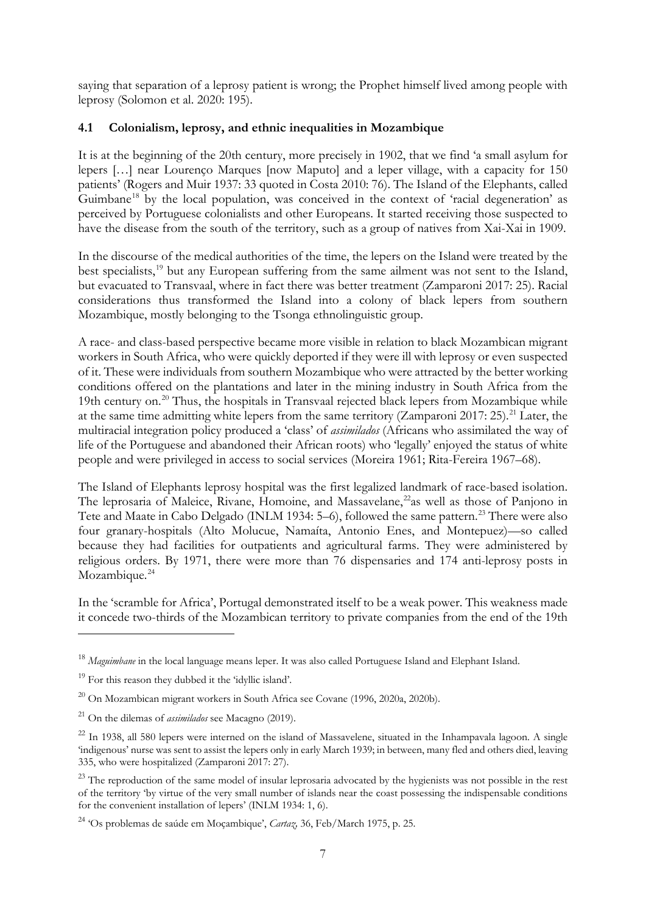saying that separation of a leprosy patient is wrong; the Prophet himself lived among people with leprosy (Solomon et al. 2020: 195).

### 4.1 Colonialism, leprosy, and ethnic inequalities in Mozambique

It is at the beginning of the 20th century, more precisely in 1902, that we find 'a small asylum for lepers […] near Lourenço Marques [now Maputo] and a leper village, with a capacity for 150 patients' (Rogers and Muir 1937: 33 quoted in Costa 2010: 76). The Island of the Elephants, called Guimbane[18] by the local population, was conceived in the context of 'racial degeneration' as perceived by Portuguese colonialists and other Europeans. It started receiving those suspected to have the disease from the south of the territory, such as a group of natives from Xai-Xai in 1909.

In the discourse of the medical authorities of the time, the lepers on the Island were treated by the best specialists,[19] but any European suffering from the same ailment was not sent to the Island, but evacuated to Transvaal, where in fact there was better treatment (Zamparoni 2017: 25). Racial considerations thus transformed the Island into a colony of black lepers from southern Mozambique, mostly belonging to the Tsonga ethnolinguistic group.

A race- and class-based perspective became more visible in relation to black Mozambican migrant workers in South Africa, who were quickly deported if they were ill with leprosy or even suspected of it. These were individuals from southern Mozambique who were attracted by the better working conditions offered on the plantations and later in the mining industry in South Africa from the 19th century on.[20] Thus, the hospitals in Transvaal rejected black lepers from Mozambique while at the same time admitting white lepers from the same territory (Zamparoni 2017: 25).[21] Later, the multiracial integration policy produced a 'class' of *assimilados* (Africans who assimilated the way of life of the Portuguese and abandoned their African roots) who 'legally' enjoyed the status of white people and were privileged in access to social services (Moreira 1961; Rita-Fereira 1967–68).

The Island of Elephants leprosy hospital was the first legalized landmark of race-based isolation. The leprosaria of Maleice, Rivane, Homoine, and Massavelane,[22] as well as those of Panjono in Tete and Maate in Cabo Delgado (INLM 1934: 5–6), followed the same pattern.[23] There were also four granary-hospitals (Alto Molucue, Namaíta, Antonio Enes, and Montepuez)—so called because they had facilities for outpatients and agricultural farms. They were administered by religious orders. By 1971, there were more than 76 dispensaries and 174 anti-leprosy posts in Mozambique.[24]

In the 'scramble for Africa', Portugal demonstrated itself to be a weak power. This weakness made it concede two-thirds of the Mozambican territory to private companies from the end of the 19th

---

[18] *Maguimbane* in the local language means leper. It was also called Portuguese Island and Elephant Island.

[19] For this reason they dubbed it the 'idyllic island'.

[20] On Mozambican migrant workers in South Africa see Covane (1996, 2020a, 2020b).

[21] On the dilemas of *assimilados* see Macagno (2019).

[22] In 1938, all 580 lepers were interned on the island of Massavelene, situated in the Inhampavala lagoon. A single 'indigenous' nurse was sent to assist the lepers only in early March 1939; in between, many fled and others died, leaving 335, who were hospitalized (Zamparoni 2017: 27).

[23] The reproduction of the same model of insular leprosaria advocated by the hygienists was not possible in the rest of the territory 'by virtue of the very small number of islands near the coast possessing the indispensable conditions for the convenient installation of lepers' (INLM 1934: 1, 6).

[24] 'Os problemas de saúde em Moçambique', *Cartaz*, 36, Feb/March 1975, p. 25.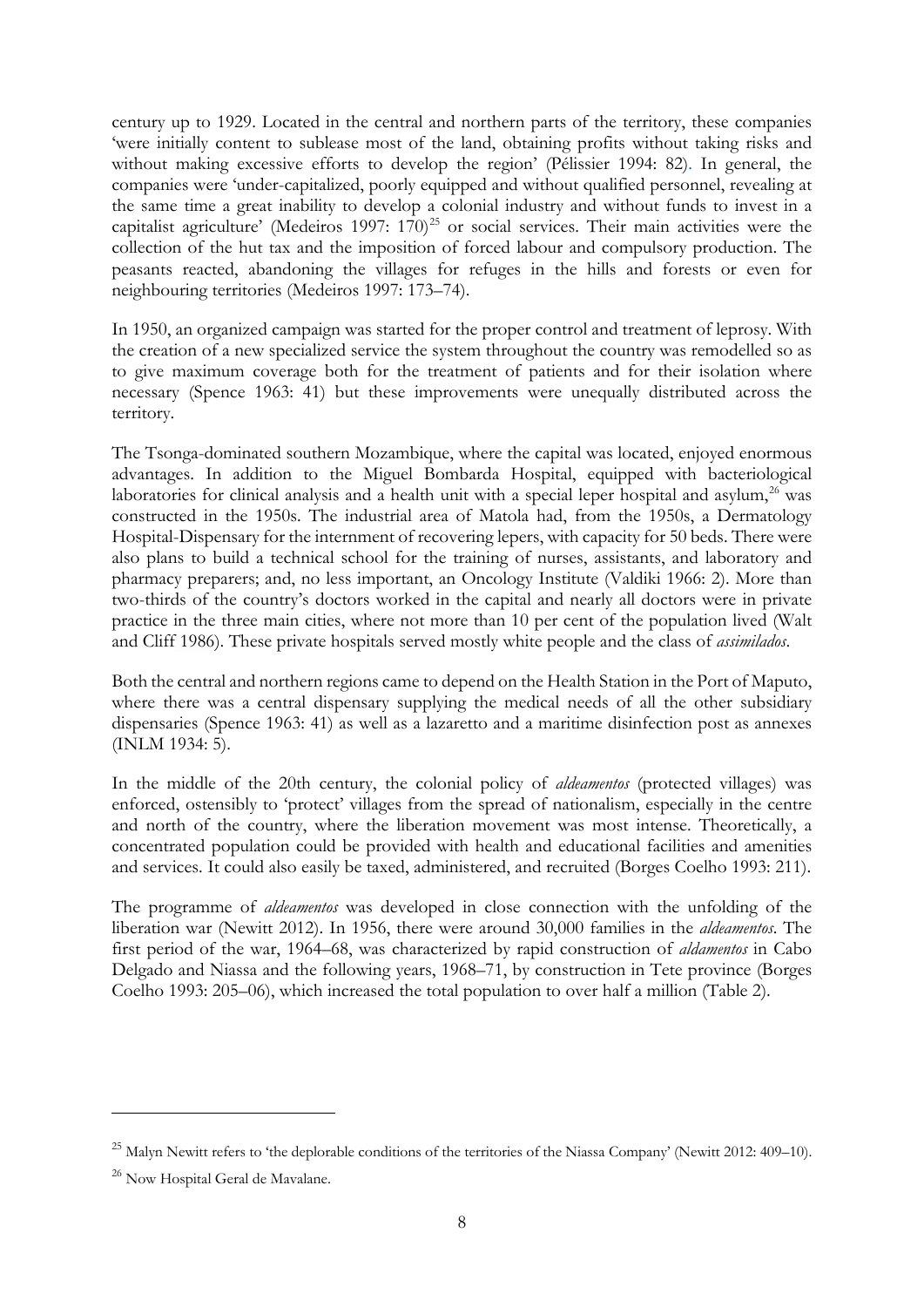century up to 1929. Located in the central and northern parts of the territory, these companies 'were initially content to sublease most of the land, obtaining profits without taking risks and without making excessive efforts to develop the region' (Pélissier 1994: 82). In general, the companies were 'under-capitalized, poorly equipped and without qualified personnel, revealing at the same time a great inability to develop a colonial industry and without funds to invest in a capitalist agriculture' (Medeiros 1997: 170)[25] or social services. Their main activities were the collection of the hut tax and the imposition of forced labour and compulsory production. The peasants reacted, abandoning the villages for refuges in the hills and forests or even for neighbouring territories (Medeiros 1997: 173–74).

In 1950, an organized campaign was started for the proper control and treatment of leprosy. With the creation of a new specialized service the system throughout the country was remodelled so as to give maximum coverage both for the treatment of patients and for their isolation where necessary (Spence 1963: 41) but these improvements were unequally distributed across the territory.

The Tsonga-dominated southern Mozambique, where the capital was located, enjoyed enormous advantages. In addition to the Miguel Bombarda Hospital, equipped with bacteriological laboratories for clinical analysis and a health unit with a special leper hospital and asylum,[26] was constructed in the 1950s. The industrial area of Matola had, from the 1950s, a Dermatology Hospital-Dispensary for the internment of recovering lepers, with capacity for 50 beds. There were also plans to build a technical school for the training of nurses, assistants, and laboratory and pharmacy preparers; and, no less important, an Oncology Institute (Valdiki 1966: 2). More than two-thirds of the country's doctors worked in the capital and nearly all doctors were in private practice in the three main cities, where not more than 10 per cent of the population lived (Walt and Cliff 1986). These private hospitals served mostly white people and the class of *assimilados*.

Both the central and northern regions came to depend on the Health Station in the Port of Maputo, where there was a central dispensary supplying the medical needs of all the other subsidiary dispensaries (Spence 1963: 41) as well as a lazaretto and a maritime disinfection post as annexes (INLM 1934: 5).

In the middle of the 20th century, the colonial policy of *aldeamentos* (protected villages) was enforced, ostensibly to 'protect' villages from the spread of nationalism, especially in the centre and north of the country, where the liberation movement was most intense. Theoretically, a concentrated population could be provided with health and educational facilities and amenities and services. It could also easily be taxed, administered, and recruited (Borges Coelho 1993: 211).

The programme of *aldeamentos* was developed in close connection with the unfolding of the liberation war (Newitt 2012). In 1956, there were around 30,000 families in the *aldeamentos*. The first period of the war, 1964–68, was characterized by rapid construction of *aldamentos* in Cabo Delgado and Niassa and the following years, 1968–71, by construction in Tete province (Borges Coelho 1993: 205–06), which increased the total population to over half a million (Table 2).

---

[25] Malyn Newitt refers to 'the deplorable conditions of the territories of the Niassa Company' (Newitt 2012: 409–10).

[26] Now Hospital Geral de Mavalane.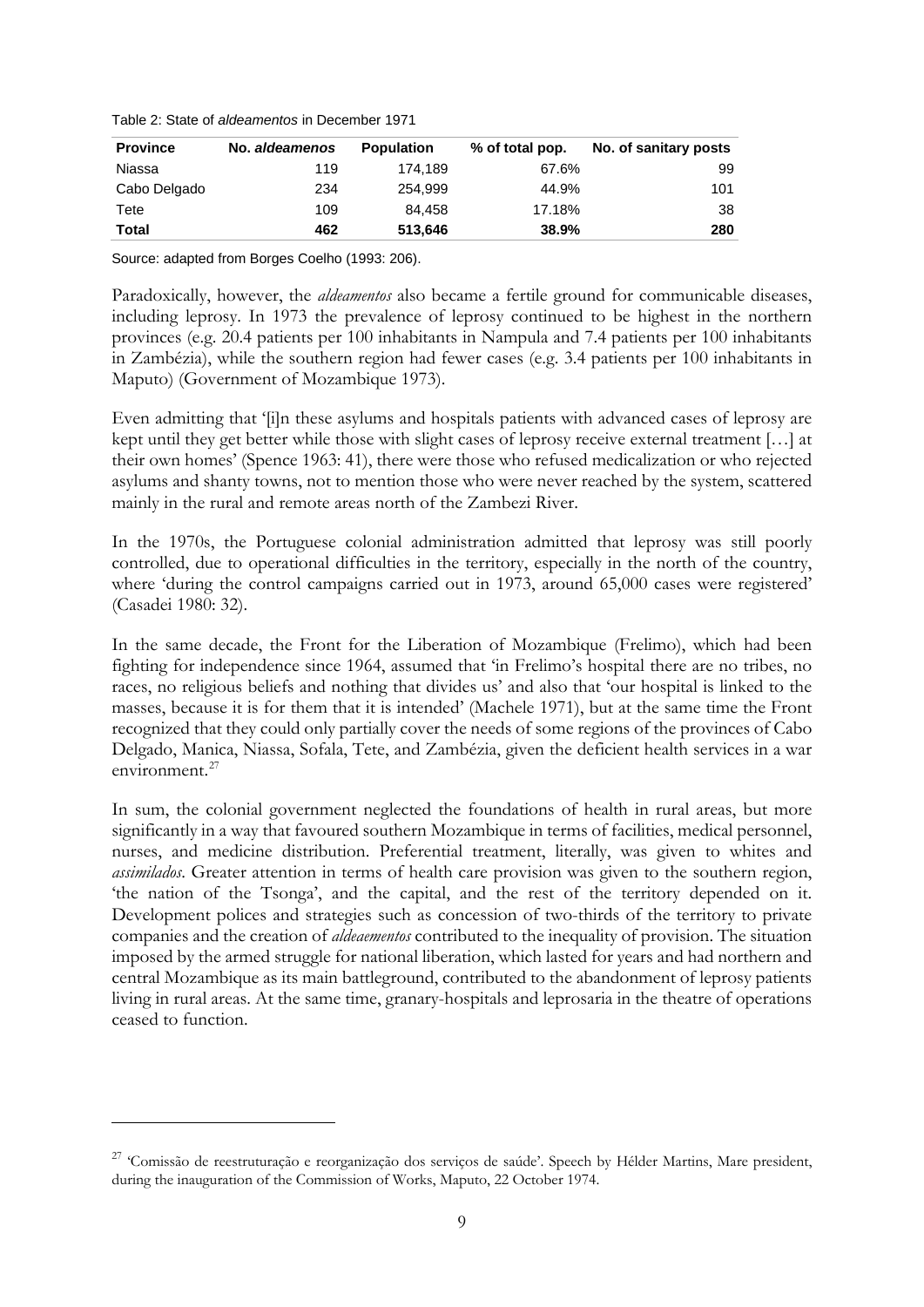Table 2: State of *aldeamentos* in December 1971

| Province | No. *aldeamenos* | Population | % of total pop. | No. of sanitary posts |
|---|---|---|---|---|
| Niassa | 119 | 174,189 | 67.6% | 99 |
| Cabo Delgado | 234 | 254,999 | 44.9% | 101 |
| Tete | 109 | 84,458 | 17.18% | 38 |
| **Total** | **462** | **513,646** | **38.9%** | **280** |

Source: adapted from Borges Coelho (1993: 206).

Paradoxically, however, the *aldeamentos* also became a fertile ground for communicable diseases, including leprosy. In 1973 the prevalence of leprosy continued to be highest in the northern provinces (e.g. 20.4 patients per 100 inhabitants in Nampula and 7.4 patients per 100 inhabitants in Zambézia), while the southern region had fewer cases (e.g. 3.4 patients per 100 inhabitants in Maputo) (Government of Mozambique 1973).

Even admitting that '[i]n these asylums and hospitals patients with advanced cases of leprosy are kept until they get better while those with slight cases of leprosy receive external treatment […] at their own homes' (Spence 1963: 41), there were those who refused medicalization or who rejected asylums and shanty towns, not to mention those who were never reached by the system, scattered mainly in the rural and remote areas north of the Zambezi River.

In the 1970s, the Portuguese colonial administration admitted that leprosy was still poorly controlled, due to operational difficulties in the territory, especially in the north of the country, where 'during the control campaigns carried out in 1973, around 65,000 cases were registered' (Casadei 1980: 32).

In the same decade, the Front for the Liberation of Mozambique (Frelimo), which had been fighting for independence since 1964, assumed that 'in Frelimo's hospital there are no tribes, no races, no religious beliefs and nothing that divides us' and also that 'our hospital is linked to the masses, because it is for them that it is intended' (Machele 1971), but at the same time the Front recognized that they could only partially cover the needs of some regions of the provinces of Cabo Delgado, Manica, Niassa, Sofala, Tete, and Zambézia, given the deficient health services in a war environment.[27]

In sum, the colonial government neglected the foundations of health in rural areas, but more significantly in a way that favoured southern Mozambique in terms of facilities, medical personnel, nurses, and medicine distribution. Preferential treatment, literally, was given to whites and *assimilados*. Greater attention in terms of health care provision was given to the southern region, 'the nation of the Tsonga', and the capital, and the rest of the territory depended on it. Development polices and strategies such as concession of two-thirds of the territory to private companies and the creation of *aldeaementos* contributed to the inequality of provision. The situation imposed by the armed struggle for national liberation, which lasted for years and had northern and central Mozambique as its main battleground, contributed to the abandonment of leprosy patients living in rural areas. At the same time, granary-hospitals and leprosaria in the theatre of operations ceased to function.

[27] 'Comissão de reestruturação e reorganização dos serviços de saúde'. Speech by Hélder Martins, Mare president, during the inauguration of the Commission of Works, Maputo, 22 October 1974.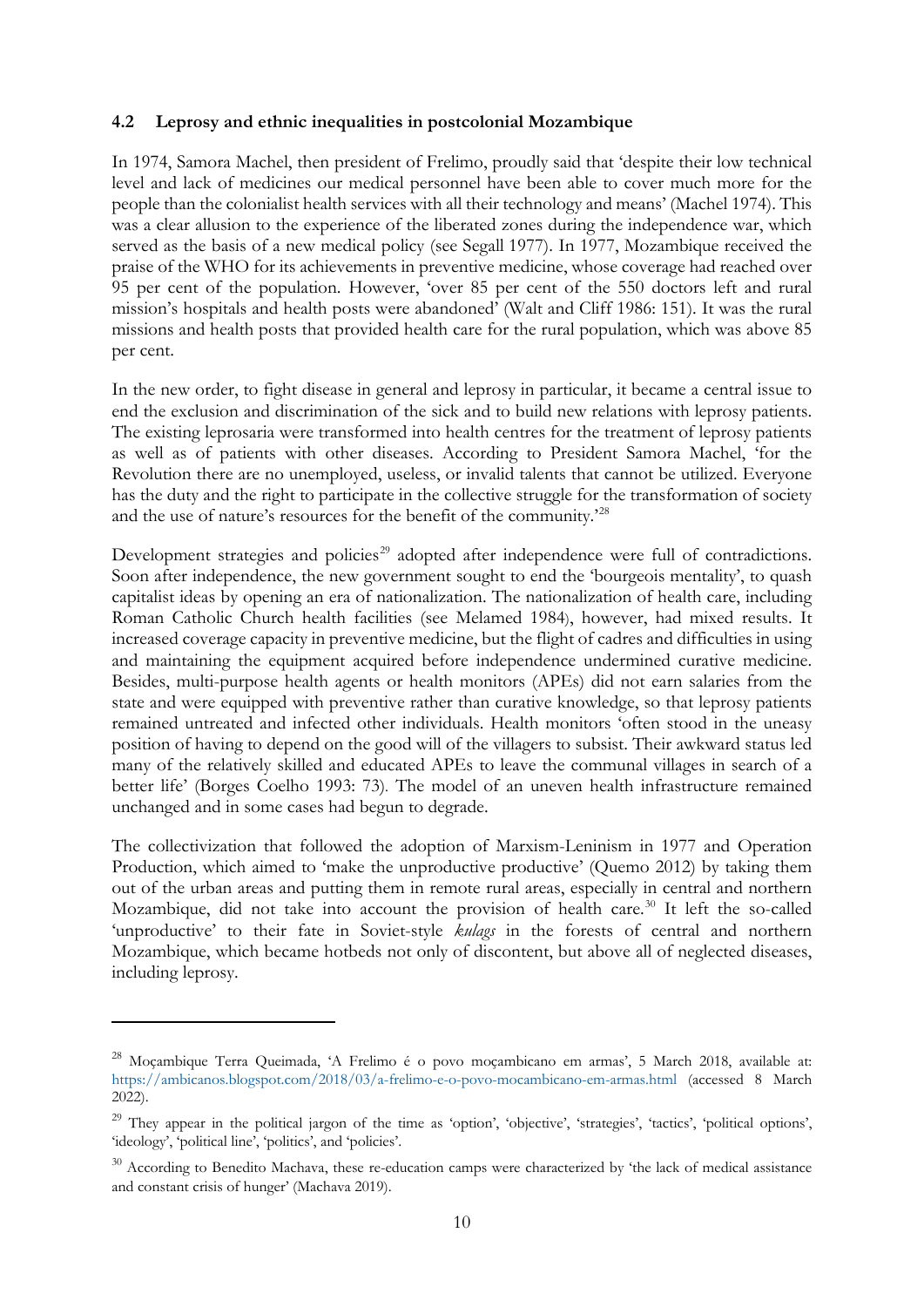### 4.2 Leprosy and ethnic inequalities in postcolonial Mozambique

In 1974, Samora Machel, then president of Frelimo, proudly said that 'despite their low technical level and lack of medicines our medical personnel have been able to cover much more for the people than the colonialist health services with all their technology and means' (Machel 1974). This was a clear allusion to the experience of the liberated zones during the independence war, which served as the basis of a new medical policy (see Segall 1977). In 1977, Mozambique received the praise of the WHO for its achievements in preventive medicine, whose coverage had reached over 95 per cent of the population. However, 'over 85 per cent of the 550 doctors left and rural mission's hospitals and health posts were abandoned' (Walt and Cliff 1986: 151). It was the rural missions and health posts that provided health care for the rural population, which was above 85 per cent.

In the new order, to fight disease in general and leprosy in particular, it became a central issue to end the exclusion and discrimination of the sick and to build new relations with leprosy patients. The existing leprosaria were transformed into health centres for the treatment of leprosy patients as well as of patients with other diseases. According to President Samora Machel, 'for the Revolution there are no unemployed, useless, or invalid talents that cannot be utilized. Everyone has the duty and the right to participate in the collective struggle for the transformation of society and the use of nature's resources for the benefit of the community.'[28]

Development strategies and policies[29] adopted after independence were full of contradictions. Soon after independence, the new government sought to end the 'bourgeois mentality', to quash capitalist ideas by opening an era of nationalization. The nationalization of health care, including Roman Catholic Church health facilities (see Melamed 1984), however, had mixed results. It increased coverage capacity in preventive medicine, but the flight of cadres and difficulties in using and maintaining the equipment acquired before independence undermined curative medicine. Besides, multi-purpose health agents or health monitors (APEs) did not earn salaries from the state and were equipped with preventive rather than curative knowledge, so that leprosy patients remained untreated and infected other individuals. Health monitors 'often stood in the uneasy position of having to depend on the good will of the villagers to subsist. Their awkward status led many of the relatively skilled and educated APEs to leave the communal villages in search of a better life' (Borges Coelho 1993: 73). The model of an uneven health infrastructure remained unchanged and in some cases had begun to degrade.

The collectivization that followed the adoption of Marxism-Leninism in 1977 and Operation Production, which aimed to 'make the unproductive productive' (Quemo 2012) by taking them out of the urban areas and putting them in remote rural areas, especially in central and northern Mozambique, did not take into account the provision of health care.[30] It left the so-called 'unproductive' to their fate in Soviet-style *kulags* in the forests of central and northern Mozambique, which became hotbeds not only of discontent, but above all of neglected diseases, including leprosy.

---

[28] Moçambique Terra Queimada, 'A Frelimo é o povo moçambicano em armas', 5 March 2018, available at: https://ambicanos.blogspot.com/2018/03/a-frelimo-e-o-povo-mocambicano-em-armas.html (accessed 8 March 2022).

[29] They appear in the political jargon of the time as 'option', 'objective', 'strategies', 'tactics', 'political options', 'ideology', 'political line', 'politics', and 'policies'.

[30] According to Benedito Machava, these re-education camps were characterized by 'the lack of medical assistance and constant crisis of hunger' (Machava 2019).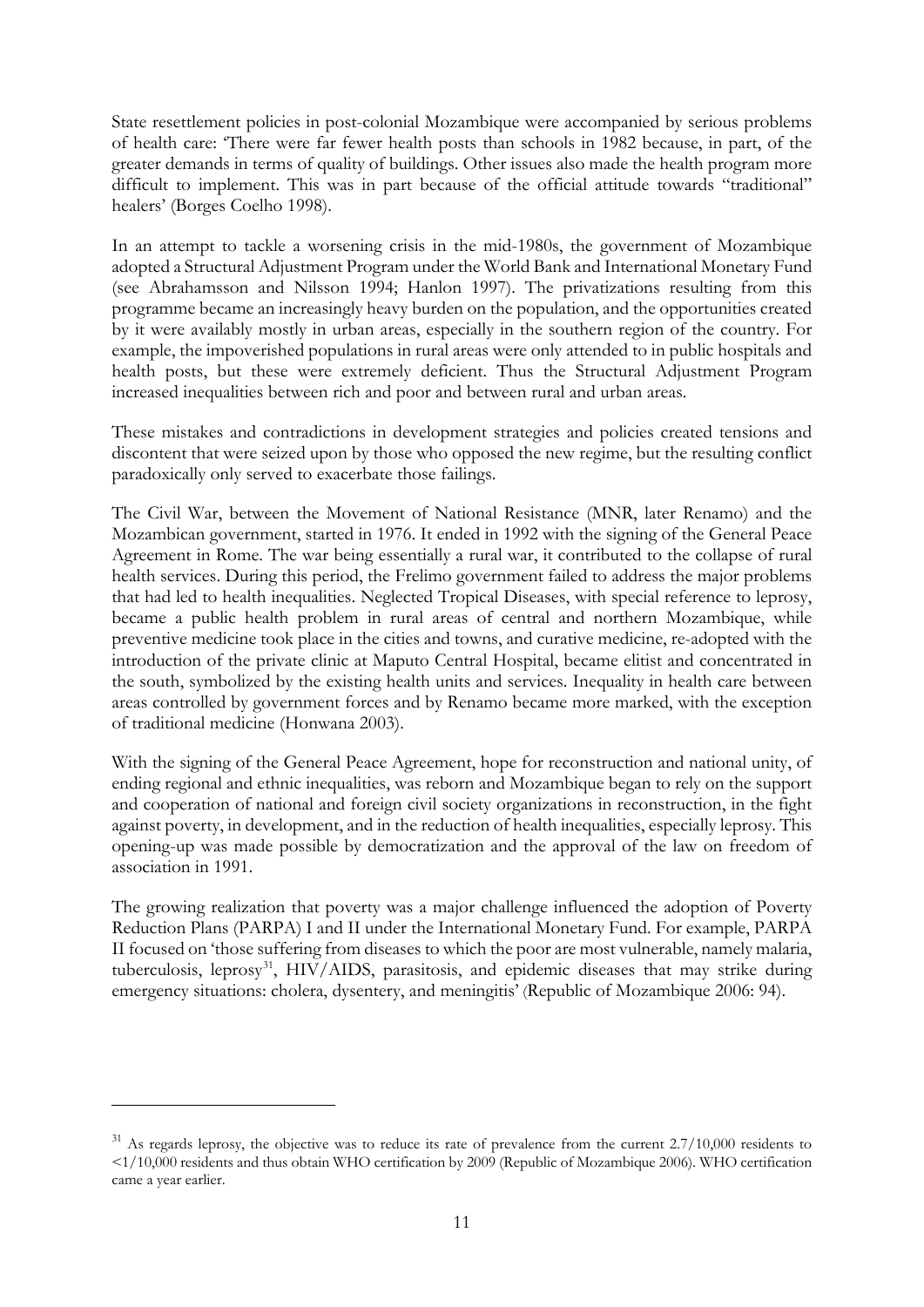State resettlement policies in post-colonial Mozambique were accompanied by serious problems of health care: 'There were far fewer health posts than schools in 1982 because, in part, of the greater demands in terms of quality of buildings. Other issues also made the health program more difficult to implement. This was in part because of the official attitude towards "traditional" healers' (Borges Coelho 1998).

In an attempt to tackle a worsening crisis in the mid-1980s, the government of Mozambique adopted a Structural Adjustment Program under the World Bank and International Monetary Fund (see Abrahamsson and Nilsson 1994; Hanlon 1997). The privatizations resulting from this programme became an increasingly heavy burden on the population, and the opportunities created by it were availably mostly in urban areas, especially in the southern region of the country. For example, the impoverished populations in rural areas were only attended to in public hospitals and health posts, but these were extremely deficient. Thus the Structural Adjustment Program increased inequalities between rich and poor and between rural and urban areas.

These mistakes and contradictions in development strategies and policies created tensions and discontent that were seized upon by those who opposed the new regime, but the resulting conflict paradoxically only served to exacerbate those failings.

The Civil War, between the Movement of National Resistance (MNR, later Renamo) and the Mozambican government, started in 1976. It ended in 1992 with the signing of the General Peace Agreement in Rome. The war being essentially a rural war, it contributed to the collapse of rural health services. During this period, the Frelimo government failed to address the major problems that had led to health inequalities. Neglected Tropical Diseases, with special reference to leprosy, became a public health problem in rural areas of central and northern Mozambique, while preventive medicine took place in the cities and towns, and curative medicine, re-adopted with the introduction of the private clinic at Maputo Central Hospital, became elitist and concentrated in the south, symbolized by the existing health units and services. Inequality in health care between areas controlled by government forces and by Renamo became more marked, with the exception of traditional medicine (Honwana 2003).

With the signing of the General Peace Agreement, hope for reconstruction and national unity, of ending regional and ethnic inequalities, was reborn and Mozambique began to rely on the support and cooperation of national and foreign civil society organizations in reconstruction, in the fight against poverty, in development, and in the reduction of health inequalities, especially leprosy. This opening-up was made possible by democratization and the approval of the law on freedom of association in 1991.

The growing realization that poverty was a major challenge influenced the adoption of Poverty Reduction Plans (PARPA) I and II under the International Monetary Fund. For example, PARPA II focused on 'those suffering from diseases to which the poor are most vulnerable, namely malaria, tuberculosis, leprosy[31], HIV/AIDS, parasitosis, and epidemic diseases that may strike during emergency situations: cholera, dysentery, and meningitis' (Republic of Mozambique 2006: 94).

---

[31] As regards leprosy, the objective was to reduce its rate of prevalence from the current 2.7/10,000 residents to <1/10,000 residents and thus obtain WHO certification by 2009 (Republic of Mozambique 2006). WHO certification came a year earlier.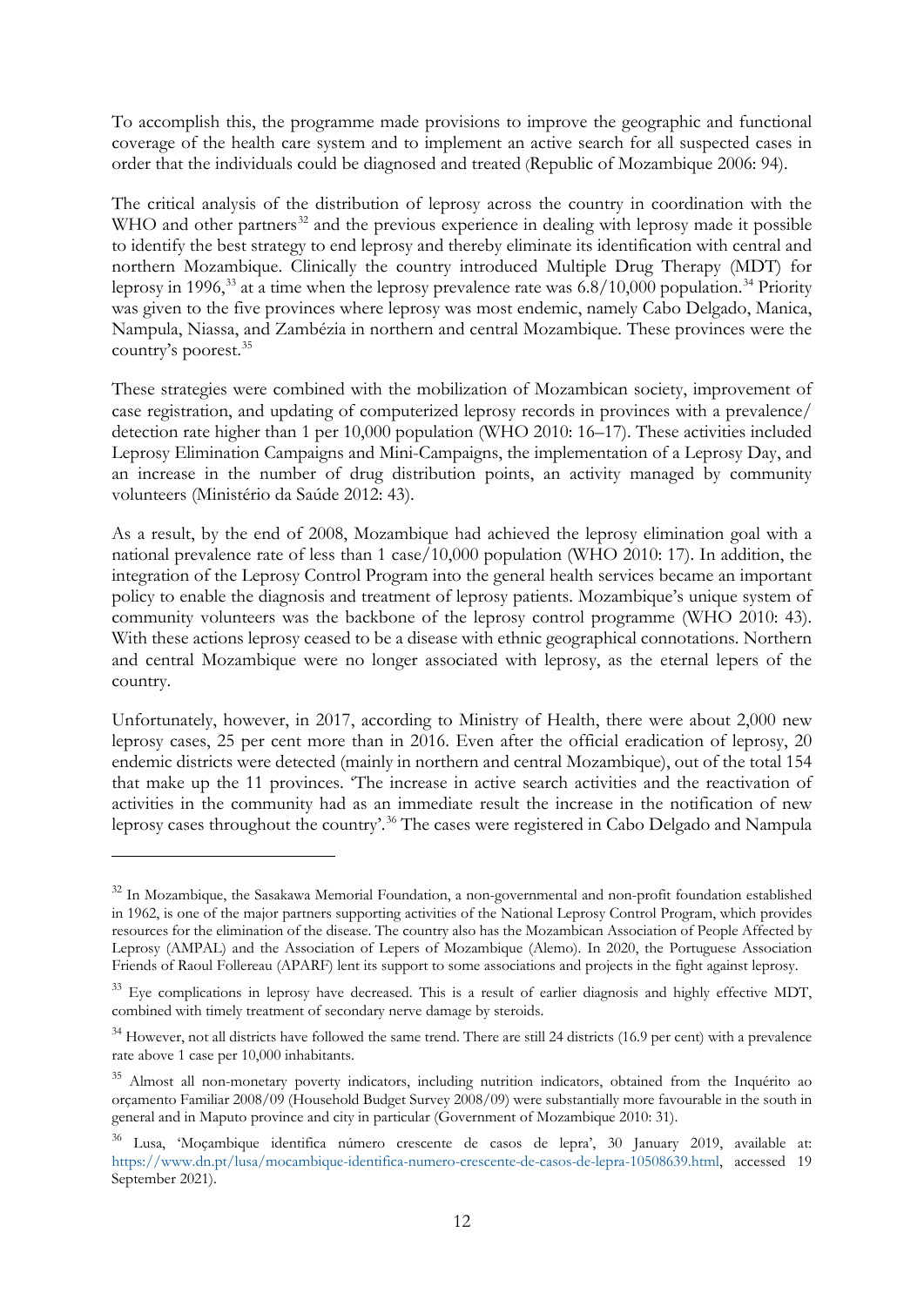To accomplish this, the programme made provisions to improve the geographic and functional coverage of the health care system and to implement an active search for all suspected cases in order that the individuals could be diagnosed and treated (Republic of Mozambique 2006: 94).

The critical analysis of the distribution of leprosy across the country in coordination with the WHO and other partners[32] and the previous experience in dealing with leprosy made it possible to identify the best strategy to end leprosy and thereby eliminate its identification with central and northern Mozambique. Clinically the country introduced Multiple Drug Therapy (MDT) for leprosy in 1996,[33] at a time when the leprosy prevalence rate was 6.8/10,000 population.[34] Priority was given to the five provinces where leprosy was most endemic, namely Cabo Delgado, Manica, Nampula, Niassa, and Zambézia in northern and central Mozambique. These provinces were the country's poorest.[35]

These strategies were combined with the mobilization of Mozambican society, improvement of case registration, and updating of computerized leprosy records in provinces with a prevalence/ detection rate higher than 1 per 10,000 population (WHO 2010: 16–17). These activities included Leprosy Elimination Campaigns and Mini-Campaigns, the implementation of a Leprosy Day, and an increase in the number of drug distribution points, an activity managed by community volunteers (Ministério da Saúde 2012: 43).

As a result, by the end of 2008, Mozambique had achieved the leprosy elimination goal with a national prevalence rate of less than 1 case/10,000 population (WHO 2010: 17). In addition, the integration of the Leprosy Control Program into the general health services became an important policy to enable the diagnosis and treatment of leprosy patients. Mozambique's unique system of community volunteers was the backbone of the leprosy control programme (WHO 2010: 43). With these actions leprosy ceased to be a disease with ethnic geographical connotations. Northern and central Mozambique were no longer associated with leprosy, as the eternal lepers of the country.

Unfortunately, however, in 2017, according to Ministry of Health, there were about 2,000 new leprosy cases, 25 per cent more than in 2016. Even after the official eradication of leprosy, 20 endemic districts were detected (mainly in northern and central Mozambique), out of the total 154 that make up the 11 provinces. 'The increase in active search activities and the reactivation of activities in the community had as an immediate result the increase in the notification of new leprosy cases throughout the country'.[36] The cases were registered in Cabo Delgado and Nampula

---

[32] In Mozambique, the Sasakawa Memorial Foundation, a non-governmental and non-profit foundation established in 1962, is one of the major partners supporting activities of the National Leprosy Control Program, which provides resources for the elimination of the disease. The country also has the Mozambican Association of People Affected by Leprosy (AMPAL) and the Association of Lepers of Mozambique (Alemo). In 2020, the Portuguese Association Friends of Raoul Follereau (APARF) lent its support to some associations and projects in the fight against leprosy.

[33] Eye complications in leprosy have decreased. This is a result of earlier diagnosis and highly effective MDT, combined with timely treatment of secondary nerve damage by steroids.

[34] However, not all districts have followed the same trend. There are still 24 districts (16.9 per cent) with a prevalence rate above 1 case per 10,000 inhabitants.

[35] Almost all non-monetary poverty indicators, including nutrition indicators, obtained from the Inquérito ao orçamento Familiar 2008/09 (Household Budget Survey 2008/09) were substantially more favourable in the south in general and in Maputo province and city in particular (Government of Mozambique 2010: 31).

[36] Lusa, 'Moçambique identifica número crescente de casos de lepra', 30 January 2019, available at: https://www.dn.pt/lusa/mocambique-identifica-numero-crescente-de-casos-de-lepra-10508639.html, accessed 19 September 2021).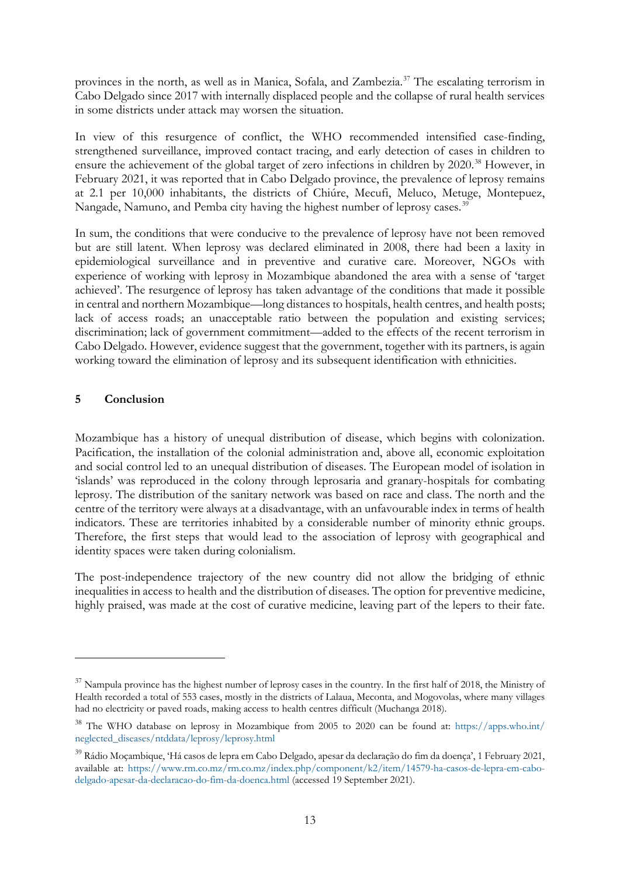provinces in the north, as well as in Manica, Sofala, and Zambezia.[37] The escalating terrorism in Cabo Delgado since 2017 with internally displaced people and the collapse of rural health services in some districts under attack may worsen the situation.

In view of this resurgence of conflict, the WHO recommended intensified case-finding, strengthened surveillance, improved contact tracing, and early detection of cases in children to ensure the achievement of the global target of zero infections in children by 2020.[38] However, in February 2021, it was reported that in Cabo Delgado province, the prevalence of leprosy remains at 2.1 per 10,000 inhabitants, the districts of Chiúre, Mecufi, Meluco, Metuge, Montepuez, Nangade, Namuno, and Pemba city having the highest number of leprosy cases.[39]

In sum, the conditions that were conducive to the prevalence of leprosy have not been removed but are still latent. When leprosy was declared eliminated in 2008, there had been a laxity in epidemiological surveillance and in preventive and curative care. Moreover, NGOs with experience of working with leprosy in Mozambique abandoned the area with a sense of 'target achieved'. The resurgence of leprosy has taken advantage of the conditions that made it possible in central and northern Mozambique—long distances to hospitals, health centres, and health posts; lack of access roads; an unacceptable ratio between the population and existing services; discrimination; lack of government commitment—added to the effects of the recent terrorism in Cabo Delgado. However, evidence suggest that the government, together with its partners, is again working toward the elimination of leprosy and its subsequent identification with ethnicities.

## 5 Conclusion

Mozambique has a history of unequal distribution of disease, which begins with colonization. Pacification, the installation of the colonial administration and, above all, economic exploitation and social control led to an unequal distribution of diseases. The European model of isolation in 'islands' was reproduced in the colony through leprosaria and granary-hospitals for combating leprosy. The distribution of the sanitary network was based on race and class. The north and the centre of the territory were always at a disadvantage, with an unfavourable index in terms of health indicators. These are territories inhabited by a considerable number of minority ethnic groups. Therefore, the first steps that would lead to the association of leprosy with geographical and identity spaces were taken during colonialism.

The post-independence trajectory of the new country did not allow the bridging of ethnic inequalities in access to health and the distribution of diseases. The option for preventive medicine, highly praised, was made at the cost of curative medicine, leaving part of the lepers to their fate.

---

[37] Nampula province has the highest number of leprosy cases in the country. In the first half of 2018, the Ministry of Health recorded a total of 553 cases, mostly in the districts of Lalaua, Meconta, and Mogovolas, where many villages had no electricity or paved roads, making access to health centres difficult (Muchanga 2018).

[38] The WHO database on leprosy in Mozambique from 2005 to 2020 can be found at: https://apps.who.int/neglected_diseases/ntddata/leprosy/leprosy.html

[39] Rádio Moçambique, 'Há casos de lepra em Cabo Delgado, apesar da declaração do fim da doença', 1 February 2021, available at: https://www.rm.co.mz/rm.co.mz/index.php/component/k2/item/14579-ha-casos-de-lepra-em-cabo-delgado-apesar-da-declaracao-do-fim-da-doenca.html (accessed 19 September 2021).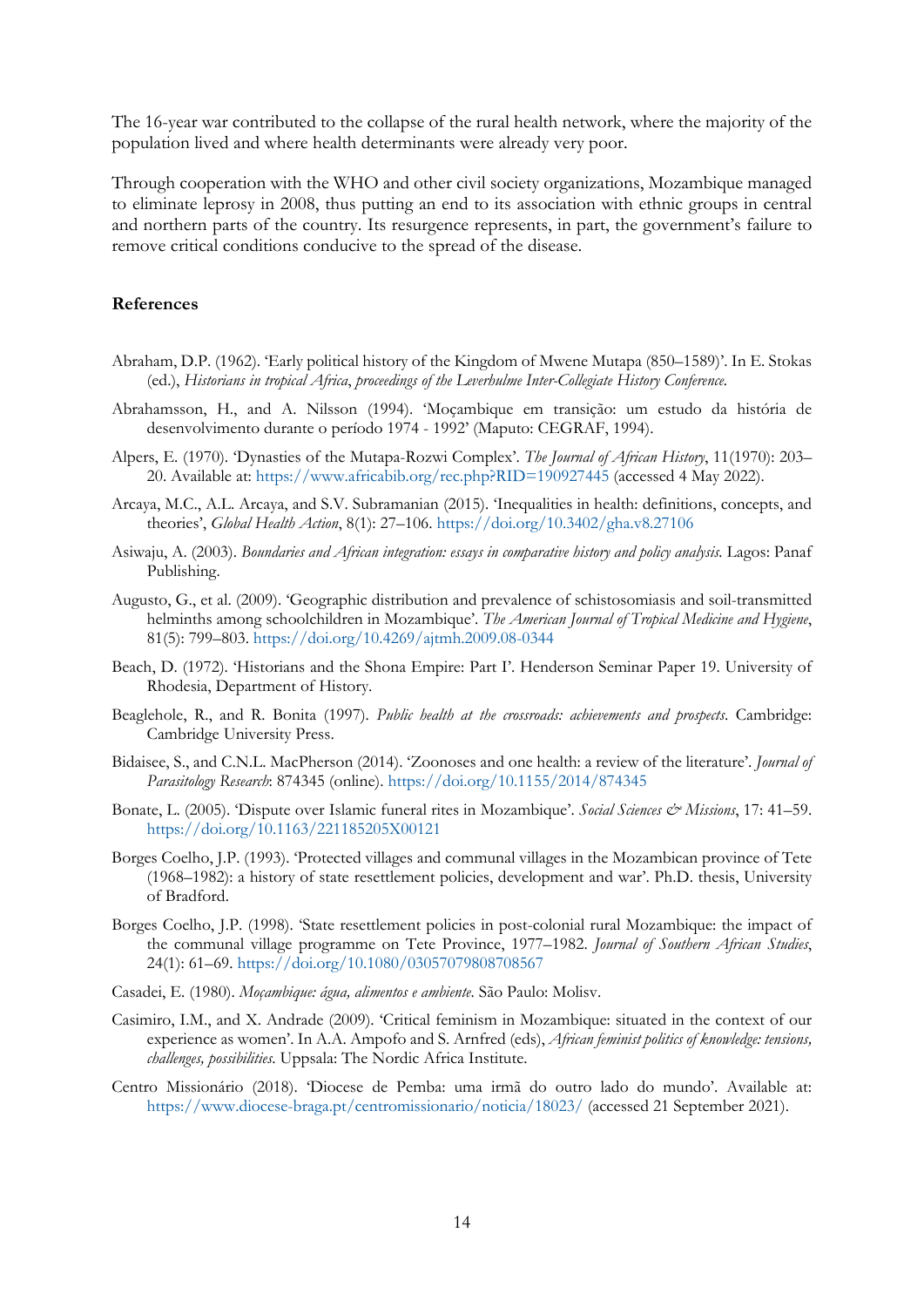The 16-year war contributed to the collapse of the rural health network, where the majority of the population lived and where health determinants were already very poor.

Through cooperation with the WHO and other civil society organizations, Mozambique managed to eliminate leprosy in 2008, thus putting an end to its association with ethnic groups in central and northern parts of the country. Its resurgence represents, in part, the government's failure to remove critical conditions conducive to the spread of the disease.

## References

Abraham, D.P. (1962). 'Early political history of the Kingdom of Mwene Mutapa (850–1589)'. In E. Stokas (ed.), *Historians in tropical Africa, proceedings of the Leverhulme Inter-Collegiate History Conference.*

Abrahamsson, H., and A. Nilsson (1994). 'Moçambique em transição: um estudo da história de desenvolvimento durante o período 1974 - 1992' (Maputo: CEGRAF, 1994).

Alpers, E. (1970). 'Dynasties of the Mutapa-Rozwi Complex'. *The Journal of African History*, 11(1970): 203–20. Available at: https://www.africabib.org/rec.php?RID=190927445 (accessed 4 May 2022).

Arcaya, M.C., A.L. Arcaya, and S.V. Subramanian (2015). 'Inequalities in health: definitions, concepts, and theories', *Global Health Action*, 8(1): 27–106. https://doi.org/10.3402/gha.v8.27106

Asiwaju, A. (2003). *Boundaries and African integration: essays in comparative history and policy analysis.* Lagos: Panaf Publishing.

Augusto, G., et al. (2009). 'Geographic distribution and prevalence of schistosomiasis and soil-transmitted helminths among schoolchildren in Mozambique'. *The American Journal of Tropical Medicine and Hygiene*, 81(5): 799–803. https://doi.org/10.4269/ajtmh.2009.08-0344

Beach, D. (1972). 'Historians and the Shona Empire: Part I'. Henderson Seminar Paper 19. University of Rhodesia, Department of History.

Beaglehole, R., and R. Bonita (1997). *Public health at the crossroads: achievements and prospects*. Cambridge: Cambridge University Press.

Bidaisee, S., and C.N.L. MacPherson (2014). 'Zoonoses and one health: a review of the literature'. *Journal of Parasitology Research*: 874345 (online). https://doi.org/10.1155/2014/874345

Bonate, L. (2005). 'Dispute over Islamic funeral rites in Mozambique'. *Social Sciences & Missions*, 17: 41–59. https://doi.org/10.1163/221185205X00121

Borges Coelho, J.P. (1993). 'Protected villages and communal villages in the Mozambican province of Tete (1968–1982): a history of state resettlement policies, development and war'. Ph.D. thesis, University of Bradford.

Borges Coelho, J.P. (1998). 'State resettlement policies in post-colonial rural Mozambique: the impact of the communal village programme on Tete Province, 1977–1982. *Journal of Southern African Studies*, 24(1): 61–69. https://doi.org/10.1080/03057079808708567

Casadei, E. (1980). *Moçambique: água, alimentos e ambiente*. São Paulo: Molisv.

Casimiro, I.M., and X. Andrade (2009). 'Critical feminism in Mozambique: situated in the context of our experience as women'. In A.A. Ampofo and S. Arnfred (eds), *African feminist politics of knowledge: tensions, challenges, possibilities.* Uppsala: The Nordic Africa Institute.

Centro Missionário (2018). 'Diocese de Pemba: uma irmã do outro lado do mundo'. Available at: https://www.diocese-braga.pt/centromissionario/noticia/18023/ (accessed 21 September 2021).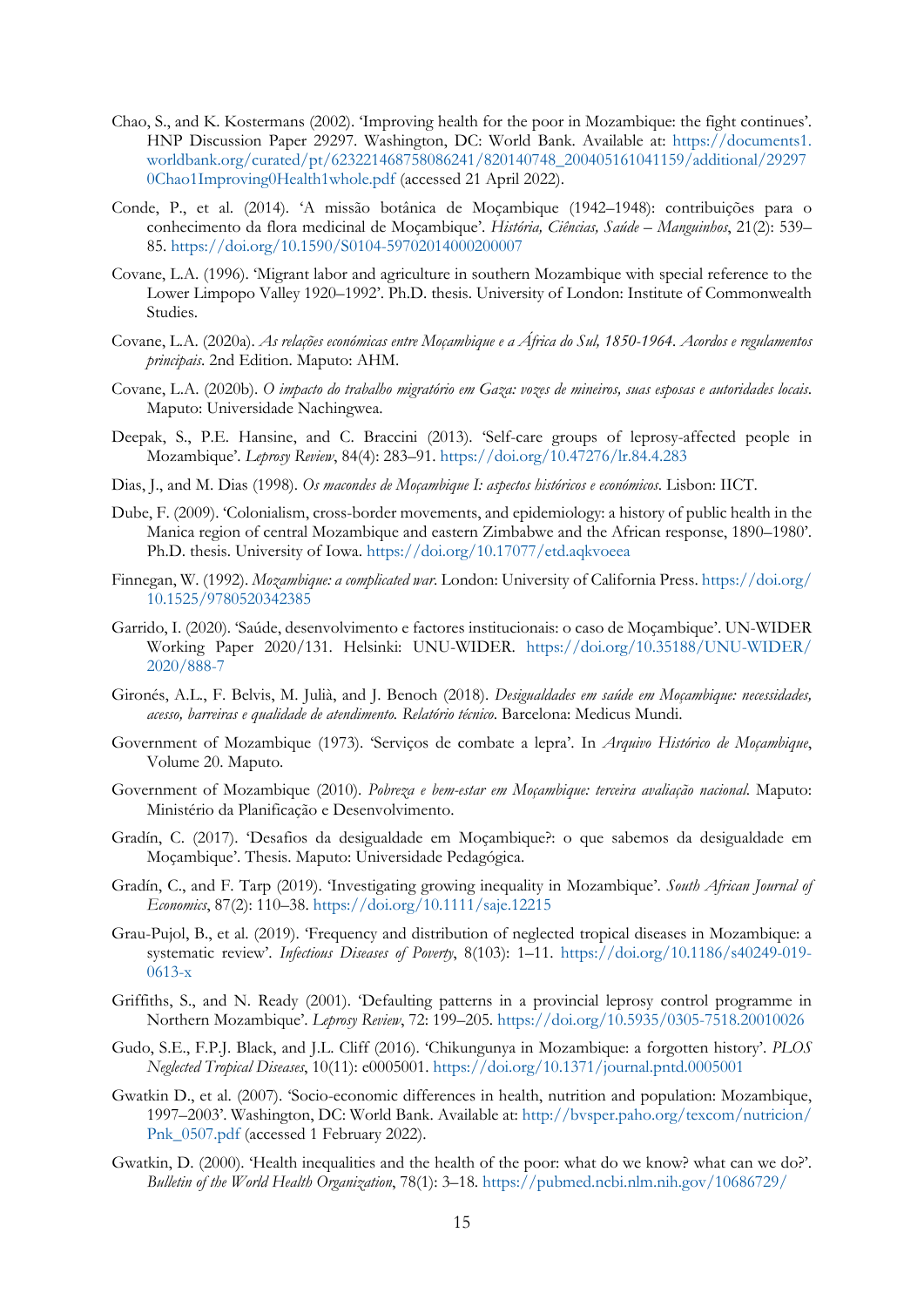Chao, S., and K. Kostermans (2002). 'Improving health for the poor in Mozambique: the fight continues'. HNP Discussion Paper 29297. Washington, DC: World Bank. Available at: https://documents1.worldbank.org/curated/pt/623221468758086241/820140748_200405161041159/additional/292970Chao1Improving0Health1whole.pdf (accessed 21 April 2022).

Conde, P., et al. (2014). 'A missão botânica de Moçambique (1942–1948): contribuições para o conhecimento da flora medicinal de Moçambique'. *História, Ciências, Saúde – Manguinhos*, 21(2): 539–85. https://doi.org/10.1590/S0104-59702014000200007

Covane, L.A. (1996). 'Migrant labor and agriculture in southern Mozambique with special reference to the Lower Limpopo Valley 1920–1992'. Ph.D. thesis. University of London: Institute of Commonwealth Studies.

Covane, L.A. (2020a). *As relações económicas entre Moçambique e a África do Sul, 1850-1964. Acordos e regulamentos principais*. 2nd Edition. Maputo: AHM.

Covane, L.A. (2020b). *O impacto do trabalho migratório em Gaza: vozes de mineiros, suas esposas e autoridades locais*. Maputo: Universidade Nachingwea.

Deepak, S., P.E. Hansine, and C. Braccini (2013). 'Self-care groups of leprosy-affected people in Mozambique'. *Leprosy Review*, 84(4): 283–91. https://doi.org/10.47276/lr.84.4.283

Dias, J., and M. Dias (1998). *Os macondes de Moçambique I: aspectos históricos e económicos*. Lisbon: IICT.

Dube, F. (2009). 'Colonialism, cross-border movements, and epidemiology: a history of public health in the Manica region of central Mozambique and eastern Zimbabwe and the African response, 1890–1980'. Ph.D. thesis. University of Iowa. https://doi.org/10.17077/etd.aqkvoeea

Finnegan, W. (1992). *Mozambique: a complicated war*. London: University of California Press. https://doi.org/10.1525/9780520342385

Garrido, I. (2020). 'Saúde, desenvolvimento e factores institucionais: o caso de Moçambique'. UN-WIDER Working Paper 2020/131. Helsinki: UNU-WIDER. https://doi.org/10.35188/UNU-WIDER/2020/888-7

Gironés, A.L., F. Belvis, M. Julià, and J. Benoch (2018). *Desigualdades em saúde em Moçambique: necessidades, acesso, barreiras e qualidade de atendimento. Relatório técnico*. Barcelona: Medicus Mundi.

Government of Mozambique (1973). 'Serviços de combate a lepra'. In *Arquivo Histórico de Moçambique*, Volume 20. Maputo.

Government of Mozambique (2010). *Pobreza e bem-estar em Moçambique: terceira avaliação nacional*. Maputo: Ministério da Planificação e Desenvolvimento.

Gradín, C. (2017). 'Desafios da desigualdade em Moçambique?: o que sabemos da desigualdade em Moçambique'. Thesis. Maputo: Universidade Pedagógica.

Gradín, C., and F. Tarp (2019). 'Investigating growing inequality in Mozambique'. *South African Journal of Economics*, 87(2): 110–38. https://doi.org/10.1111/saje.12215

Grau-Pujol, B., et al. (2019). 'Frequency and distribution of neglected tropical diseases in Mozambique: a systematic review'. *Infectious Diseases of Poverty*, 8(103): 1–11. https://doi.org/10.1186/s40249-019-0613-x

Griffiths, S., and N. Ready (2001). 'Defaulting patterns in a provincial leprosy control programme in Northern Mozambique'. *Leprosy Review*, 72: 199–205. https://doi.org/10.5935/0305-7518.20010026

Gudo, S.E., F.P.J. Black, and J.L. Cliff (2016). 'Chikungunya in Mozambique: a forgotten history'. *PLOS Neglected Tropical Diseases*, 10(11): e0005001. https://doi.org/10.1371/journal.pntd.0005001

Gwatkin D., et al. (2007). 'Socio-economic differences in health, nutrition and population: Mozambique, 1997–2003'. Washington, DC: World Bank. Available at: http://bvsper.paho.org/texcom/nutricion/Pnk_0507.pdf (accessed 1 February 2022).

Gwatkin, D. (2000). 'Health inequalities and the health of the poor: what do we know? what can we do?'. *Bulletin of the World Health Organization*, 78(1): 3–18. https://pubmed.ncbi.nlm.nih.gov/10686729/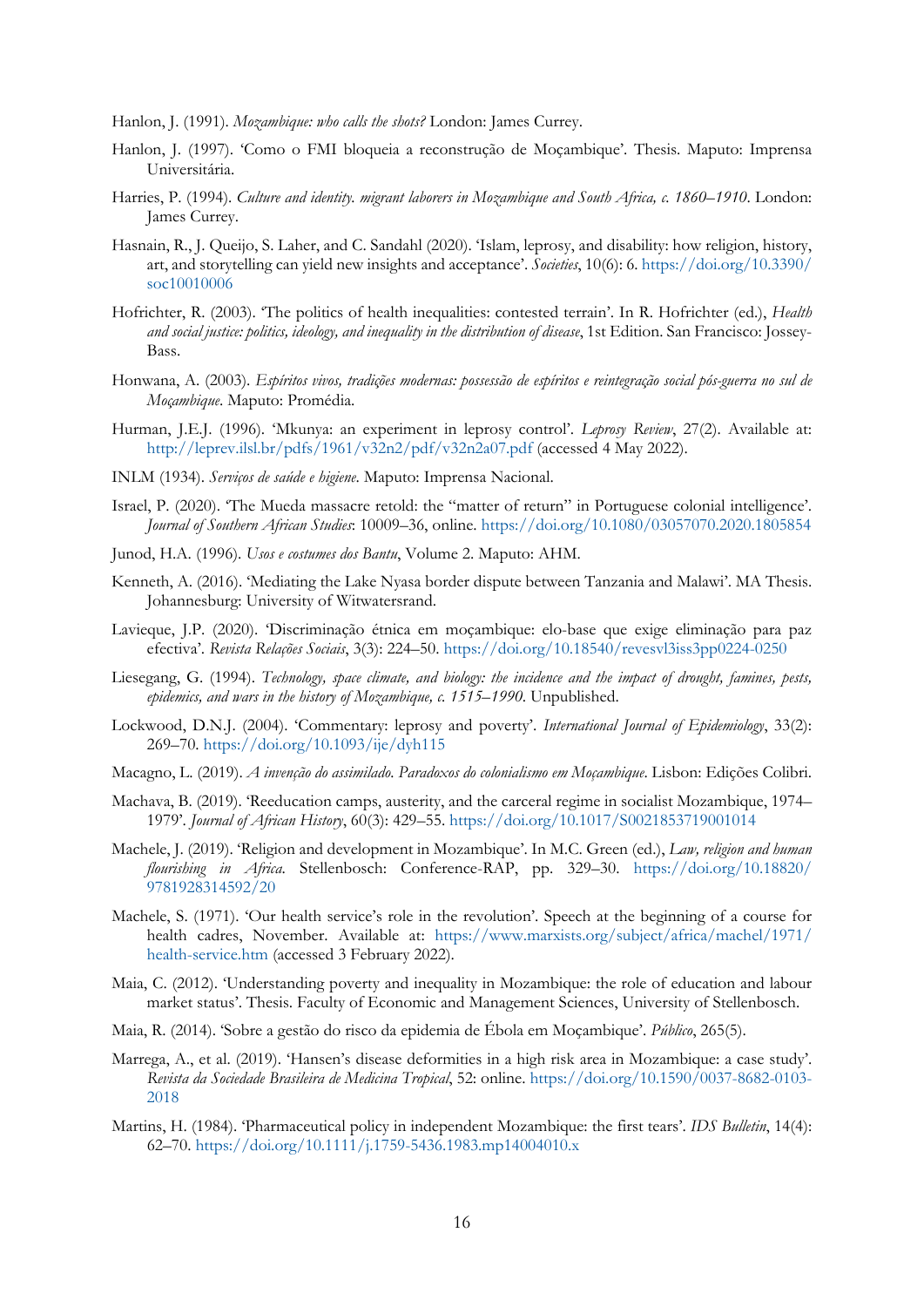Hanlon, J. (1991). *Mozambique: who calls the shots?* London: James Currey.

Hanlon, J. (1997). 'Como o FMI bloqueia a reconstrução de Moçambique'. Thesis. Maputo: Imprensa Universitária.

Harries, P. (1994). *Culture and identity. migrant laborers in Mozambique and South Africa, c. 1860–1910*. London: James Currey.

Hasnain, R., J. Queijo, S. Laher, and C. Sandahl (2020). 'Islam, leprosy, and disability: how religion, history, art, and storytelling can yield new insights and acceptance'. *Societies*, 10(6): 6. https://doi.org/10.3390/soc10010006

Hofrichter, R. (2003). 'The politics of health inequalities: contested terrain'. In R. Hofrichter (ed.), *Health and social justice: politics, ideology, and inequality in the distribution of disease*, 1st Edition. San Francisco: Jossey-Bass.

Honwana, A. (2003). *Espíritos vivos, tradições modernas: possessão de espíritos e reintegração social pós-guerra no sul de Moçambique*. Maputo: Promédia.

Hurman, J.E.J. (1996). 'Mkunya: an experiment in leprosy control'. *Leprosy Review*, 27(2). Available at: http://leprev.ilsl.br/pdfs/1961/v32n2/pdf/v32n2a07.pdf (accessed 4 May 2022).

INLM (1934). *Serviços de saúde e higiene*. Maputo: Imprensa Nacional.

Israel, P. (2020). 'The Mueda massacre retold: the "matter of return" in Portuguese colonial intelligence'. *Journal of Southern African Studies*: 10009–36, online. https://doi.org/10.1080/03057070.2020.1805854

Junod, H.A. (1996). *Usos e costumes dos Bantu*, Volume 2. Maputo: AHM.

Kenneth, A. (2016). 'Mediating the Lake Nyasa border dispute between Tanzania and Malawi'. MA Thesis. Johannesburg: University of Witwatersrand.

Lavieque, J.P. (2020). 'Discriminação étnica em moçambique: elo-base que exige eliminação para paz efectiva'. *Revista Relações Sociais*, 3(3): 224–50. https://doi.org/10.18540/revesvl3iss3pp0224-0250

Liesegang, G. (1994). *Technology, space climate, and biology: the incidence and the impact of drought, famines, pests, epidemics, and wars in the history of Mozambique, c. 1515–1990*. Unpublished.

Lockwood, D.N.J. (2004). 'Commentary: leprosy and poverty'. *International Journal of Epidemiology*, 33(2): 269–70. https://doi.org/10.1093/ije/dyh115

Macagno, L. (2019). *A invenção do assimilado. Paradoxos do colonialismo em Moçambique*. Lisbon: Edições Colibri.

Machava, B. (2019). 'Reeducation camps, austerity, and the carceral regime in socialist Mozambique, 1974–1979'. *Journal of African History*, 60(3): 429–55. https://doi.org/10.1017/S0021853719001014

Machele, J. (2019). 'Religion and development in Mozambique'. In M.C. Green (ed.), *Law, religion and human flourishing in Africa*. Stellenbosch: Conference-RAP, pp. 329–30. https://doi.org/10.18820/9781928314592/20

Machele, S. (1971). 'Our health service's role in the revolution'. Speech at the beginning of a course for health cadres, November. Available at: https://www.marxists.org/subject/africa/machel/1971/health-service.htm (accessed 3 February 2022).

Maia, C. (2012). 'Understanding poverty and inequality in Mozambique: the role of education and labour market status'. Thesis. Faculty of Economic and Management Sciences, University of Stellenbosch.

Maia, R. (2014). 'Sobre a gestão do risco da epidemia de Ébola em Moçambique'. *Público*, 265(5).

Marrega, A., et al. (2019). 'Hansen's disease deformities in a high risk area in Mozambique: a case study'. *Revista da Sociedade Brasileira de Medicina Tropical*, 52: online. https://doi.org/10.1590/0037-8682-0103-2018

Martins, H. (1984). 'Pharmaceutical policy in independent Mozambique: the first tears'. *IDS Bulletin*, 14(4): 62–70. https://doi.org/10.1111/j.1759-5436.1983.mp14004010.x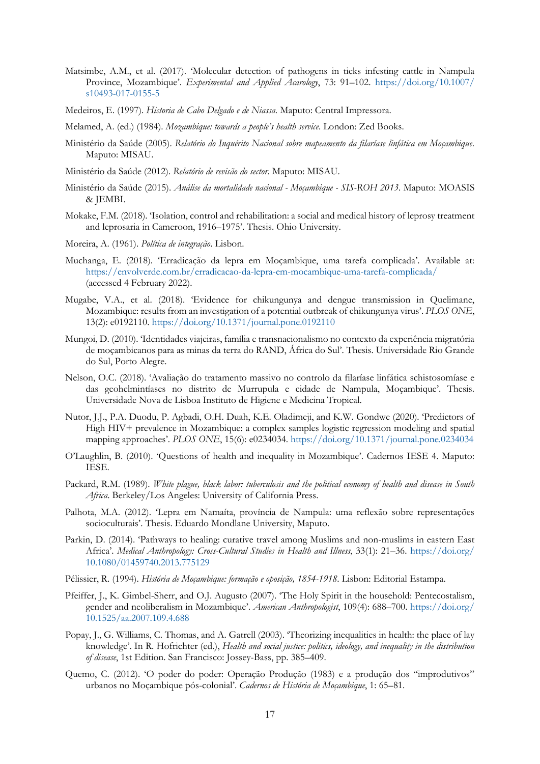Matsimbe, A.M., et al. (2017). 'Molecular detection of pathogens in ticks infesting cattle in Nampula Province, Mozambique'. *Experimental and Applied Acarology*, 73: 91–102. https://doi.org/10.1007/s10493-017-0155-5

Medeiros, E. (1997). *Historia de Cabo Delgado e de Niassa*. Maputo: Central Impressora.

Melamed, A. (ed.) (1984). *Mozambique: towards a people's health service*. London: Zed Books.

Ministério da Saúde (2005). *Relatório do Inquérito Nacional sobre mapeamento da filaríase linfática em Moçambique*. Maputo: MISAU.

Ministério da Saúde (2012). *Relatório de revisão do sector*. Maputo: MISAU.

Ministério da Saúde (2015). *Análise da mortalidade nacional - Moçambique - SIS-ROH 2013*. Maputo: MOASIS & JEMBI.

Mokake, F.M. (2018). 'Isolation, control and rehabilitation: a social and medical history of leprosy treatment and leprosaria in Cameroon, 1916–1975'. Thesis. Ohio University.

Moreira, A. (1961). *Política de integração*. Lisbon.

Muchanga, E. (2018). 'Erradicação da lepra em Moçambique, uma tarefa complicada'. Available at: https://envolverde.com.br/erradicacao-da-lepra-em-mocambique-uma-tarefa-complicada/ (accessed 4 February 2022).

Mugabe, V.A., et al. (2018). 'Evidence for chikungunya and dengue transmission in Quelimane, Mozambique: results from an investigation of a potential outbreak of chikungunya virus'. *PLOS ONE*, 13(2): e0192110. https://doi.org/10.1371/journal.pone.0192110

Mungoi, D. (2010). 'Identidades viajeiras, família e transnacionalismo no contexto da experiência migratória de moçambicanos para as minas da terra do RAND, África do Sul'. Thesis. Universidade Rio Grande do Sul, Porto Alegre.

Nelson, O.C. (2018). 'Avaliação do tratamento massivo no controlo da filaríase linfática schistosomíase e das geohelmintíases no distrito de Murrupula e cidade de Nampula, Moçambique'. Thesis. Universidade Nova de Lisboa Instituto de Higiene e Medicina Tropical.

Nutor, J.J., P.A. Duodu, P. Agbadi, O.H. Duah, K.E. Oladimeji, and K.W. Gondwe (2020). 'Predictors of High HIV+ prevalence in Mozambique: a complex samples logistic regression modeling and spatial mapping approaches'. *PLOS ONE*, 15(6): e0234034. https://doi.org/10.1371/journal.pone.0234034

O'Laughlin, B. (2010). 'Questions of health and inequality in Mozambique'. Cadernos IESE 4. Maputo: IESE.

Packard, R.M. (1989). *White plague, black labor: tuberculosis and the political economy of health and disease in South Africa*. Berkeley/Los Angeles: University of California Press.

Palhota, M.A. (2012). 'Lepra em Namaíta, província de Nampula: uma reflexão sobre representações socioculturais'. Thesis. Eduardo Mondlane University, Maputo.

Parkin, D. (2014). 'Pathways to healing: curative travel among Muslims and non-muslims in eastern East Africa'. *Medical Anthropology: Cross-Cultural Studies in Health and Illness*, 33(1): 21–36. https://doi.org/10.1080/01459740.2013.775129

Pélissier, R. (1994). *História de Moçambique: formação e oposição, 1854-1918*. Lisbon: Editorial Estampa.

Pfeiffer, J., K. Gimbel-Sherr, and O.J. Augusto (2007). 'The Holy Spirit in the household: Pentecostalism, gender and neoliberalism in Mozambique'. *American Anthropologist*, 109(4): 688–700. https://doi.org/10.1525/aa.2007.109.4.688

Popay, J., G. Williams, C. Thomas, and A. Gatrell (2003). 'Theorizing inequalities in health: the place of lay knowledge'. In R. Hofrichter (ed.), *Health and social justice: politics, ideology, and inequality in the distribution of disease*, 1st Edition. San Francisco: Jossey-Bass, pp. 385–409.

Quemo, C. (2012). 'O poder do poder: Operação Produção (1983) e a produção dos "improdutivos" urbanos no Moçambique pós-colonial'. *Cadernos de História de Moçambique*, 1: 65–81.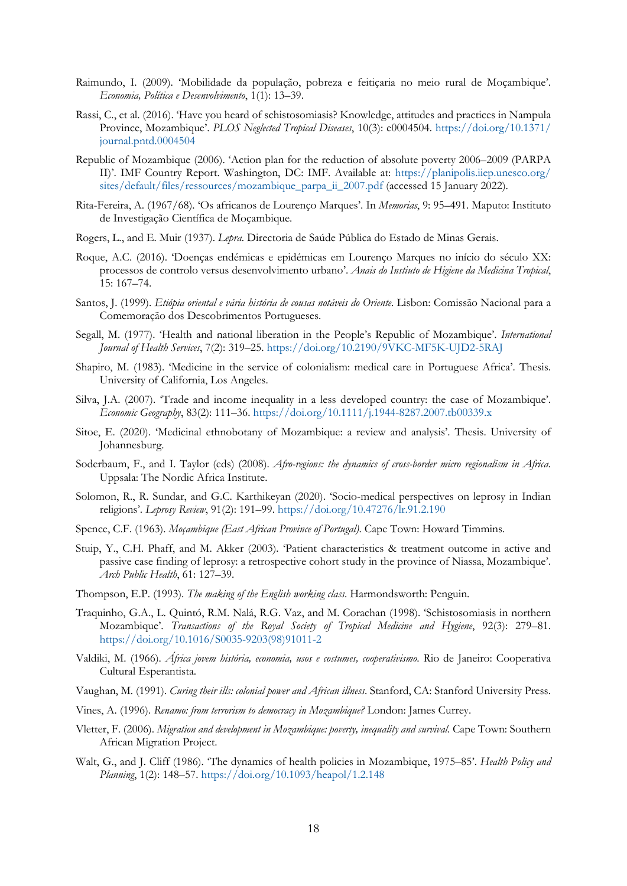Raimundo, I. (2009). 'Mobilidade da população, pobreza e feitiçaria no meio rural de Moçambique'. *Economia, Política e Desenvolvimento*, 1(1): 13–39.

Rassi, C., et al. (2016). 'Have you heard of schistosomiasis? Knowledge, attitudes and practices in Nampula Province, Mozambique'. *PLOS Neglected Tropical Diseases*, 10(3): e0004504. https://doi.org/10.1371/journal.pntd.0004504

Republic of Mozambique (2006). 'Action plan for the reduction of absolute poverty 2006–2009 (PARPA II)'. IMF Country Report. Washington, DC: IMF. Available at: https://planipolis.iiep.unesco.org/sites/default/files/ressources/mozambique_parpa_ii_2007.pdf (accessed 15 January 2022).

Rita-Fereira, A. (1967/68). 'Os africanos de Lourenço Marques'. In *Memorias*, 9: 95–491. Maputo: Instituto de Investigação Científica de Moçambique.

Rogers, L., and E. Muir (1937). *Lepra*. Directoria de Saúde Pública do Estado de Minas Gerais.

Roque, A.C. (2016). 'Doenças endémicas e epidémicas em Lourenço Marques no início do século XX: processos de controlo versus desenvolvimento urbano'. *Anais do Instiuto de Higiene da Medicina Tropical*, 15: 167–74.

Santos, J. (1999). *Etiópia oriental e vária história de cousas notáveis do Oriente*. Lisbon: Comissão Nacional para a Comemoração dos Descobrimentos Portugueses.

Segall, M. (1977). 'Health and national liberation in the People's Republic of Mozambique'. *International Journal of Health Services*, 7(2): 319–25. https://doi.org/10.2190/9VKC-MF5K-UJD2-5RAJ

Shapiro, M. (1983). 'Medicine in the service of colonialism: medical care in Portuguese Africa'. Thesis. University of California, Los Angeles.

Silva, J.A. (2007). 'Trade and income inequality in a less developed country: the case of Mozambique'. *Economic Geography*, 83(2): 111–36. https://doi.org/10.1111/j.1944-8287.2007.tb00339.x

Sitoe, E. (2020). 'Medicinal ethnobotany of Mozambique: a review and analysis'. Thesis. University of Johannesburg.

Soderbaum, F., and I. Taylor (eds) (2008). *Afro-regions: the dynamics of cross-border micro regionalism in Africa*. Uppsala: The Nordic Africa Institute.

Solomon, R., R. Sundar, and G.C. Karthikeyan (2020). 'Socio-medical perspectives on leprosy in Indian religions'. *Leprosy Review*, 91(2): 191–99. https://doi.org/10.47276/lr.91.2.190

Spence, C.F. (1963). *Moçambique (East African Province of Portugal)*. Cape Town: Howard Timmins.

Stuip, Y., C.H. Phaff, and M. Akker (2003). 'Patient characteristics & treatment outcome in active and passive case finding of leprosy: a retrospective cohort study in the province of Niassa, Mozambique'. *Arch Public Health*, 61: 127–39.

Thompson, E.P. (1993). *The making of the English working class*. Harmondsworth: Penguin.

Traquinho, G.A., L. Quintó, R.M. Nalá, R.G. Vaz, and M. Corachan (1998). 'Schistosomiasis in northern Mozambique'. *Transactions of the Royal Society of Tropical Medicine and Hygiene*, 92(3): 279–81. https://doi.org/10.1016/S0035-9203(98)91011-2

Valdiki, M. (1966). *África jovem história, economia, usos e costumes, cooperativismo*. Rio de Janeiro: Cooperativa Cultural Esperantista.

Vaughan, M. (1991). *Curing their ills: colonial power and African illness*. Stanford, CA: Stanford University Press.

Vines, A. (1996). *Renamo: from terrorism to democracy in Mozambique?* London: James Currey.

Vletter, F. (2006). *Migration and development in Mozambique: poverty, inequality and survival*. Cape Town: Southern African Migration Project.

Walt, G., and J. Cliff (1986). 'The dynamics of health policies in Mozambique, 1975–85'. *Health Policy and Planning*, 1(2): 148–57. https://doi.org/10.1093/heapol/1.2.148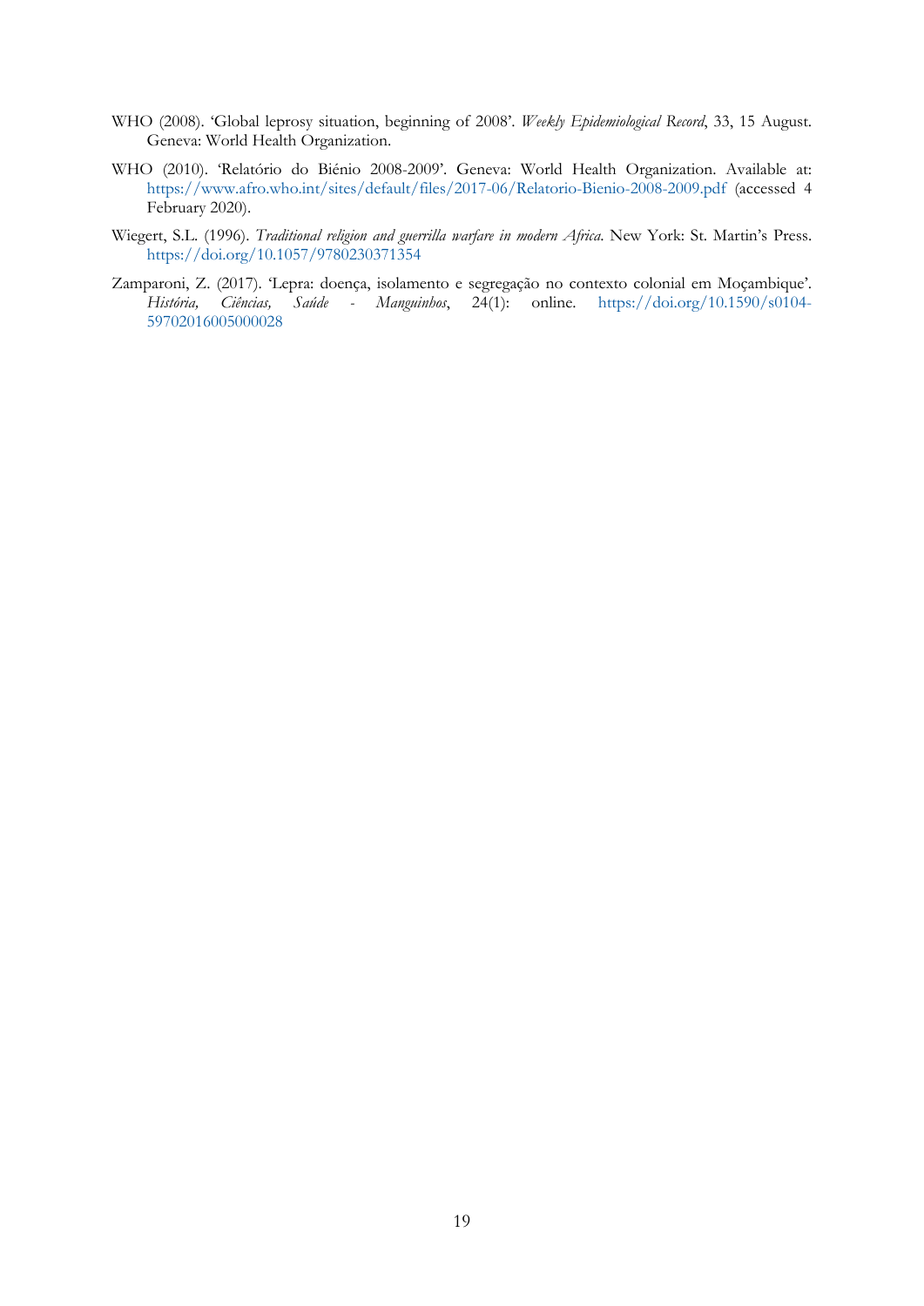WHO (2008). 'Global leprosy situation, beginning of 2008'. *Weekly Epidemiological Record*, 33, 15 August. Geneva: World Health Organization.

WHO (2010). 'Relatório do Biénio 2008-2009'. Geneva: World Health Organization. Available at: https://www.afro.who.int/sites/default/files/2017-06/Relatorio-Bienio-2008-2009.pdf (accessed 4 February 2020).

Wiegert, S.L. (1996). *Traditional religion and guerrilla warfare in modern Africa*. New York: St. Martin's Press. https://doi.org/10.1057/9780230371354

Zamparoni, Z. (2017). 'Lepra: doença, isolamento e segregação no contexto colonial em Moçambique'. *História, Ciências, Saúde - Manguinhos*, 24(1): online. https://doi.org/10.1590/s0104-59702016005000028